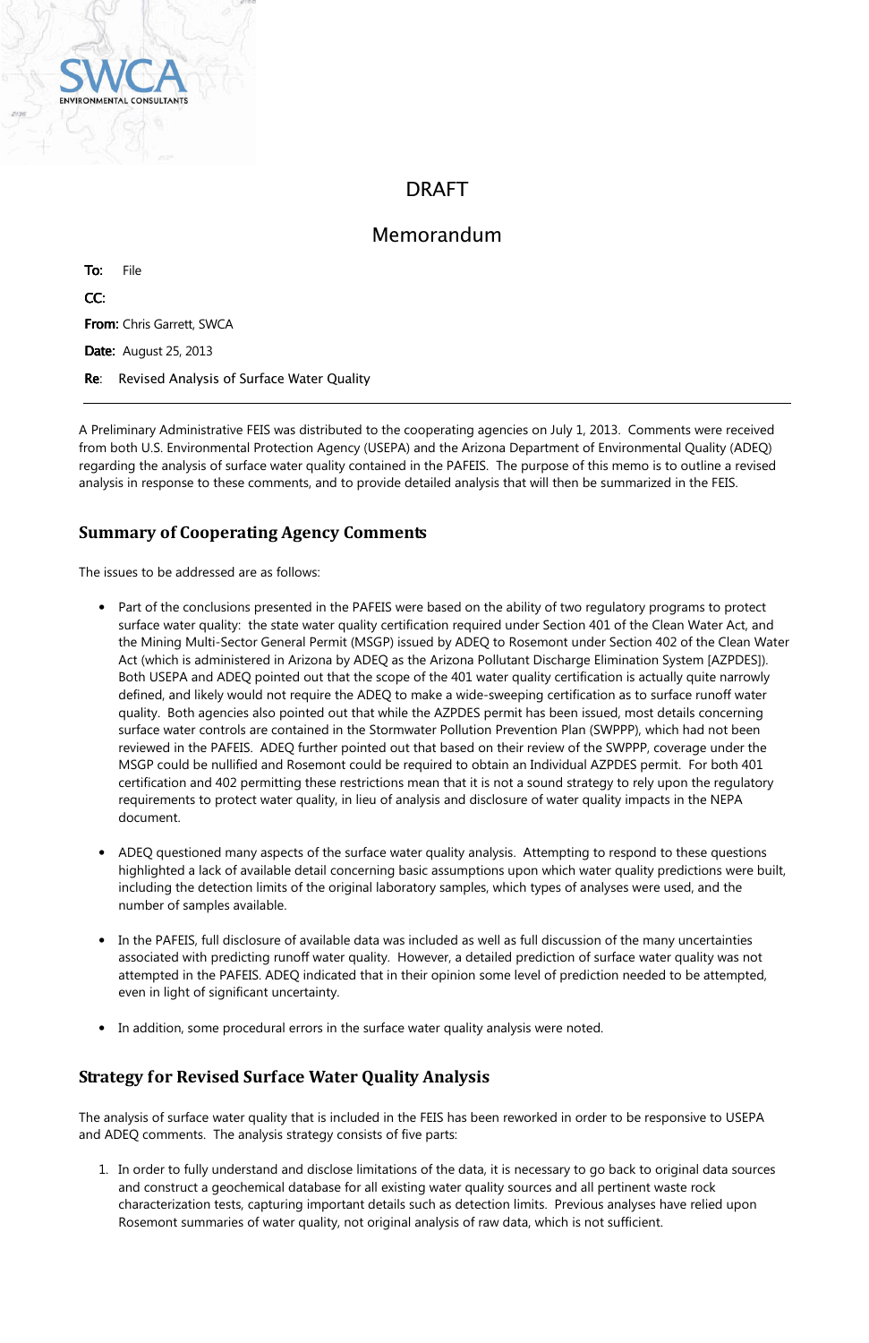SWCA ENVIRONMENTAL CONSULTANTS

# DRAFT

# Memorandum

**To:** File

**CC:**

**From:** Chris Garrett, SWCA

**Date:** August 25, 2013

**Re:** Revised Analysis of Surface Water Quality

---

A Preliminary Administrative FEIS was distributed to the cooperating agencies on July 1, 2013. Comments were received from both U.S. Environmental Protection Agency (USEPA) and the Arizona Department of Environmental Quality (ADEQ) regarding the analysis of surface water quality contained in the PAFEIS. The purpose of this memo is to outline a revised analysis in response to these comments, and to provide detailed analysis that will then be summarized in the FEIS.

## Summary of Cooperating Agency Comments

The issues to be addressed are as follows:

- Part of the conclusions presented in the PAFEIS were based on the ability of two regulatory programs to protect surface water quality: the state water quality certification required under Section 401 of the Clean Water Act, and the Mining Multi-Sector General Permit (MSGP) issued by ADEQ to Rosemont under Section 402 of the Clean Water Act (which is administered in Arizona by ADEQ as the Arizona Pollutant Discharge Elimination System [AZPDES]). Both USEPA and ADEQ pointed out that the scope of the 401 water quality certification is actually quite narrowly defined, and likely would not require the ADEQ to make a wide-sweeping certification as to surface runoff water quality. Both agencies also pointed out that while the AZPDES permit has been issued, most details concerning surface water controls are contained in the Stormwater Pollution Prevention Plan (SWPPP), which had not been reviewed in the PAFEIS. ADEQ further pointed out that based on their review of the SWPPP, coverage under the MSGP could be nullified and Rosemont could be required to obtain an Individual AZPDES permit. For both 401 certification and 402 permitting these restrictions mean that it is not a sound strategy to rely upon the regulatory requirements to protect water quality, in lieu of analysis and disclosure of water quality impacts in the NEPA document.

- ADEQ questioned many aspects of the surface water quality analysis. Attempting to respond to these questions highlighted a lack of available detail concerning basic assumptions upon which water quality predictions were built, including the detection limits of the original laboratory samples, which types of analyses were used, and the number of samples available.

- In the PAFEIS, full disclosure of available data was included as well as full discussion of the many uncertainties associated with predicting runoff water quality. However, a detailed prediction of surface water quality was not attempted in the PAFEIS. ADEQ indicated that in their opinion some level of prediction needed to be attempted, even in light of significant uncertainty.

- In addition, some procedural errors in the surface water quality analysis were noted.

## Strategy for Revised Surface Water Quality Analysis

The analysis of surface water quality that is included in the FEIS has been reworked in order to be responsive to USEPA and ADEQ comments. The analysis strategy consists of five parts:

1. In order to fully understand and disclose limitations of the data, it is necessary to go back to original data sources and construct a geochemical database for all existing water quality sources and all pertinent waste rock characterization tests, capturing important details such as detection limits. Previous analyses have relied upon Rosemont summaries of water quality, not original analysis of raw data, which is not sufficient.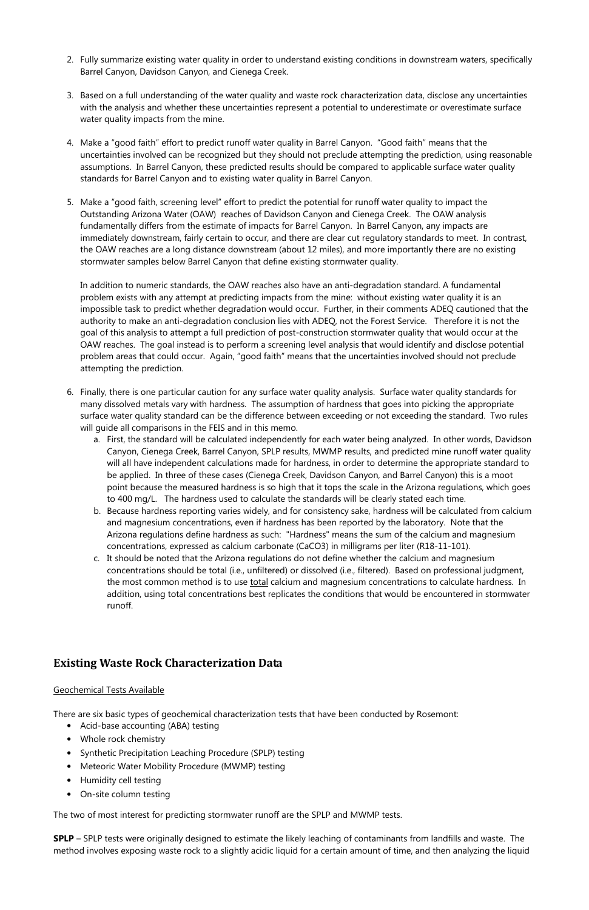2. Fully summarize existing water quality in order to understand existing conditions in downstream waters, specifically Barrel Canyon, Davidson Canyon, and Cienega Creek.

3. Based on a full understanding of the water quality and waste rock characterization data, disclose any uncertainties with the analysis and whether these uncertainties represent a potential to underestimate or overestimate surface water quality impacts from the mine.

4. Make a "good faith" effort to predict runoff water quality in Barrel Canyon. "Good faith" means that the uncertainties involved can be recognized but they should not preclude attempting the prediction, using reasonable assumptions. In Barrel Canyon, these predicted results should be compared to applicable surface water quality standards for Barrel Canyon and to existing water quality in Barrel Canyon.

5. Make a "good faith, screening level" effort to predict the potential for runoff water quality to impact the Outstanding Arizona Water (OAW) reaches of Davidson Canyon and Cienega Creek. The OAW analysis fundamentally differs from the estimate of impacts for Barrel Canyon. In Barrel Canyon, any impacts are immediately downstream, fairly certain to occur, and there are clear cut regulatory standards to meet. In contrast, the OAW reaches are a long distance downstream (about 12 miles), and more importantly there are no existing stormwater samples below Barrel Canyon that define existing stormwater quality.

   In addition to numeric standards, the OAW reaches also have an anti-degradation standard. A fundamental problem exists with any attempt at predicting impacts from the mine: without existing water quality it is an impossible task to predict whether degradation would occur. Further, in their comments ADEQ cautioned that the authority to make an anti-degradation conclusion lies with ADEQ, not the Forest Service. Therefore it is not the goal of this analysis to attempt a full prediction of post-construction stormwater quality that would occur at the OAW reaches. The goal instead is to perform a screening level analysis that would identify and disclose potential problem areas that could occur. Again, "good faith" means that the uncertainties involved should not preclude attempting the prediction.

6. Finally, there is one particular caution for any surface water quality analysis. Surface water quality standards for many dissolved metals vary with hardness. The assumption of hardness that goes into picking the appropriate surface water quality standard can be the difference between exceeding or not exceeding the standard. Two rules will guide all comparisons in the FEIS and in this memo.
   a. First, the standard will be calculated independently for each water being analyzed. In other words, Davidson Canyon, Cienega Creek, Barrel Canyon, SPLP results, MWMP results, and predicted mine runoff water quality will all have independent calculations made for hardness, in order to determine the appropriate standard to be applied. In three of these cases (Cienega Creek, Davidson Canyon, and Barrel Canyon) this is a moot point because the measured hardness is so high that it tops the scale in the Arizona regulations, which goes to 400 mg/L. The hardness used to calculate the standards will be clearly stated each time.
   b. Because hardness reporting varies widely, and for consistency sake, hardness will be calculated from calcium and magnesium concentrations, even if hardness has been reported by the laboratory. Note that the Arizona regulations define hardness as such: "Hardness" means the sum of the calcium and magnesium concentrations, expressed as calcium carbonate ($CaCO_3$) in milligrams per liter (R18-11-101).
   c. It should be noted that the Arizona regulations do not define whether the calcium and magnesium concentrations should be total (i.e., unfiltered) or dissolved (i.e., filtered). Based on professional judgment, the most common method is to use total calcium and magnesium concentrations to calculate hardness. In addition, using total concentrations best replicates the conditions that would be encountered in stormwater runoff.

## Existing Waste Rock Characterization Data

Geochemical Tests Available

There are six basic types of geochemical characterization tests that have been conducted by Rosemont:

- Acid-base accounting (ABA) testing
- Whole rock chemistry
- Synthetic Precipitation Leaching Procedure (SPLP) testing
- Meteoric Water Mobility Procedure (MWMP) testing
- Humidity cell testing
- On-site column testing

The two of most interest for predicting stormwater runoff are the SPLP and MWMP tests.

**SPLP** – SPLP tests were originally designed to estimate the likely leaching of contaminants from landfills and waste. The method involves exposing waste rock to a slightly acidic liquid for a certain amount of time, and then analyzing the liquid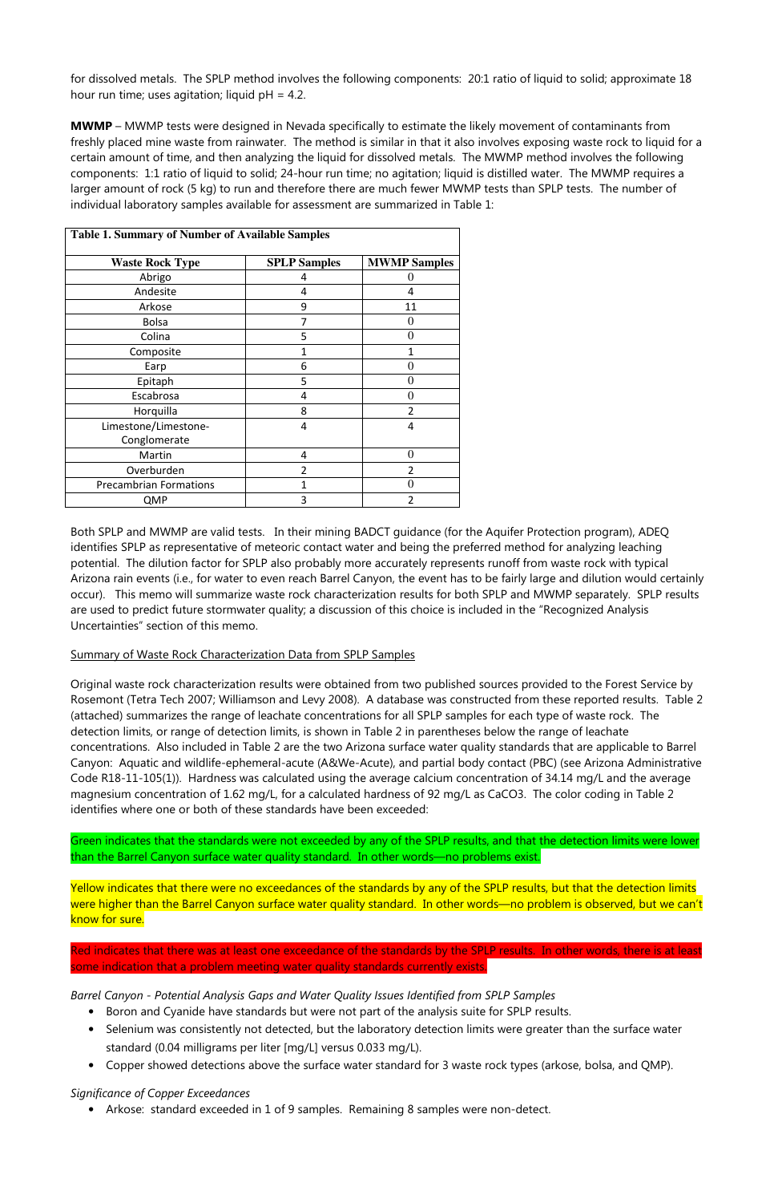for dissolved metals. The SPLP method involves the following components: 20:1 ratio of liquid to solid; approximate 18 hour run time; uses agitation; liquid pH = 4.2.

**MWMP** – MWMP tests were designed in Nevada specifically to estimate the likely movement of contaminants from freshly placed mine waste from rainwater. The method is similar in that it also involves exposing waste rock to liquid for a certain amount of time, and then analyzing the liquid for dissolved metals. The MWMP method involves the following components: 1:1 ratio of liquid to solid; 24-hour run time; no agitation; liquid is distilled water. The MWMP requires a larger amount of rock (5 kg) to run and therefore there are much fewer MWMP tests than SPLP tests. The number of individual laboratory samples available for assessment are summarized in Table 1:

**Table 1. Summary of Number of Available Samples**

| Waste Rock Type | SPLP Samples | MWMP Samples |
|---|---|---|
| Abrigo | 4 | 0 |
| Andesite | 4 | 4 |
| Arkose | 9 | 11 |
| Bolsa | 7 | 0 |
| Colina | 5 | 0 |
| Composite | 1 | 1 |
| Earp | 6 | 0 |
| Epitaph | 5 | 0 |
| Escabrosa | 4 | 0 |
| Horquilla | 8 | 2 |
| Limestone/Limestone-Conglomerate | 4 | 4 |
| Martin | 4 | 0 |
| Overburden | 2 | 2 |
| Precambrian Formations | 1 | 0 |
| QMP | 3 | 2 |

Both SPLP and MWMP are valid tests. In their mining BADCT guidance (for the Aquifer Protection program), ADEQ identifies SPLP as representative of meteoric contact water and being the preferred method for analyzing leaching potential. The dilution factor for SPLP also probably more accurately represents runoff from waste rock with typical Arizona rain events (i.e., for water to even reach Barrel Canyon, the event has to be fairly large and dilution would certainly occur). This memo will summarize waste rock characterization results for both SPLP and MWMP separately. SPLP results are used to predict future stormwater quality; a discussion of this choice is included in the "Recognized Analysis Uncertainties" section of this memo.

Summary of Waste Rock Characterization Data from SPLP Samples

Original waste rock characterization results were obtained from two published sources provided to the Forest Service by Rosemont (Tetra Tech 2007; Williamson and Levy 2008). A database was constructed from these reported results. Table 2 (attached) summarizes the range of leachate concentrations for all SPLP samples for each type of waste rock. The detection limits, or range of detection limits, is shown in Table 2 in parentheses below the range of leachate concentrations. Also included in Table 2 are the two Arizona surface water quality standards that are applicable to Barrel Canyon: Aquatic and wildlife-ephemeral-acute (A&We-Acute), and partial body contact (PBC) (see Arizona Administrative Code R18-11-105(1)). Hardness was calculated using the average calcium concentration of 34.14 mg/L and the average magnesium concentration of 1.62 mg/L, for a calculated hardness of 92 mg/L as $CaCO_3$. The color coding in Table 2 identifies where one or both of these standards have been exceeded:

Green indicates that the standards were not exceeded by any of the SPLP results, and that the detection limits were lower than the Barrel Canyon surface water quality standard. In other words—no problems exist.

Yellow indicates that there were no exceedances of the standards by any of the SPLP results, but that the detection limits were higher than the Barrel Canyon surface water quality standard. In other words—no problem is observed, but we can't know for sure.

Red indicates that there was at least one exceedance of the standards by the SPLP results. In other words, there is at least some indication that a problem meeting water quality standards currently exists.

*Barrel Canyon - Potential Analysis Gaps and Water Quality Issues Identified from SPLP Samples*

- Boron and Cyanide have standards but were not part of the analysis suite for SPLP results.
- Selenium was consistently not detected, but the laboratory detection limits were greater than the surface water standard (0.04 milligrams per liter [mg/L] versus 0.033 mg/L).
- Copper showed detections above the surface water standard for 3 waste rock types (arkose, bolsa, and QMP).

*Significance of Copper Exceedances*

- Arkose: standard exceeded in 1 of 9 samples. Remaining 8 samples were non-detect.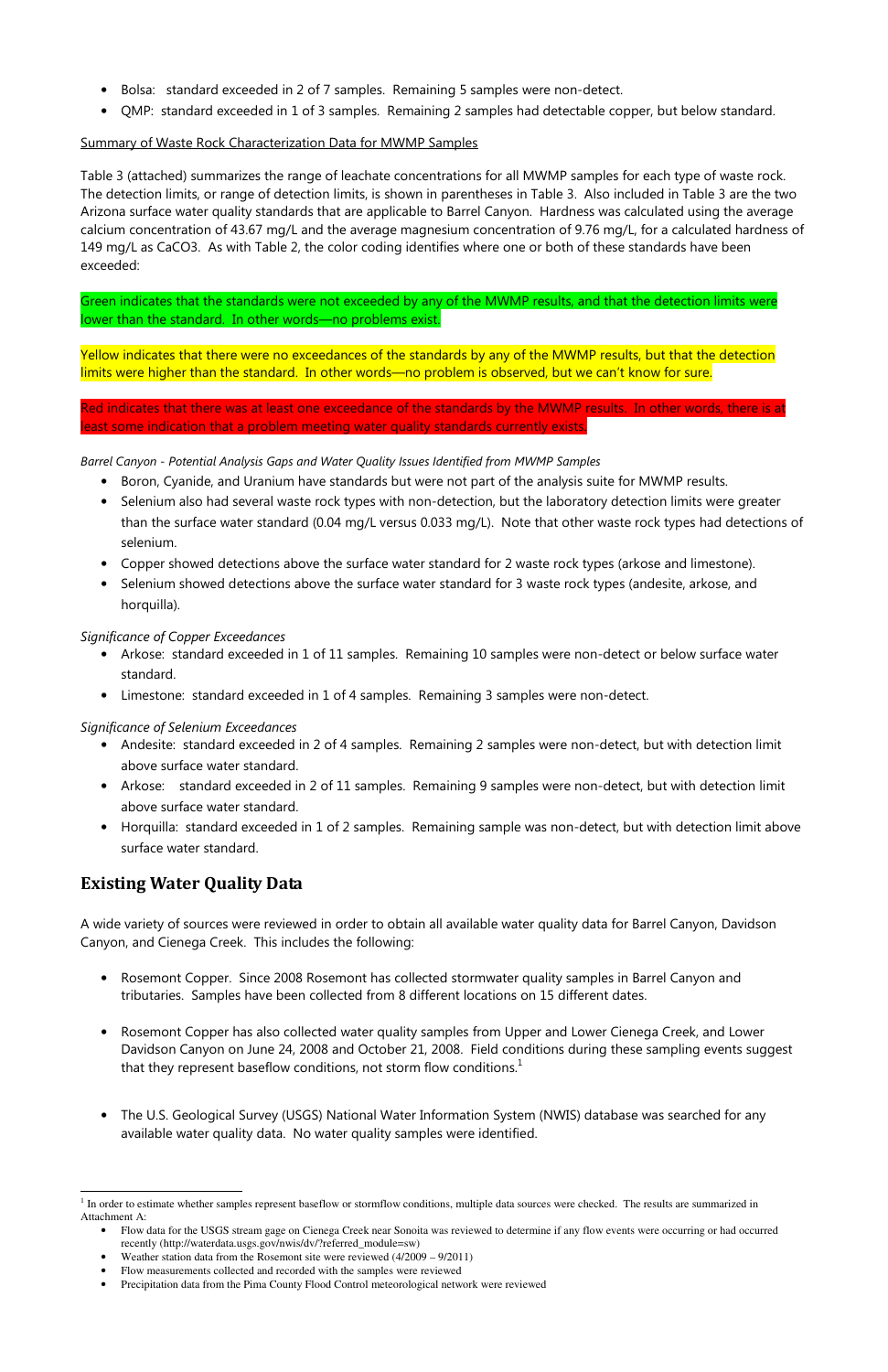- Bolsa: standard exceeded in 2 of 7 samples. Remaining 5 samples were non-detect.
- QMP: standard exceeded in 1 of 3 samples. Remaining 2 samples had detectable copper, but below standard.

Summary of Waste Rock Characterization Data for MWMP Samples

Table 3 (attached) summarizes the range of leachate concentrations for all MWMP samples for each type of waste rock. The detection limits, or range of detection limits, is shown in parentheses in Table 3. Also included in Table 3 are the two Arizona surface water quality standards that are applicable to Barrel Canyon. Hardness was calculated using the average calcium concentration of 43.67 mg/L and the average magnesium concentration of 9.76 mg/L, for a calculated hardness of 149 mg/L as $CaCO_3$. As with Table 2, the color coding identifies where one or both of these standards have been exceeded:

Green indicates that the standards were not exceeded by any of the MWMP results, and that the detection limits were lower than the standard. In other words—no problems exist.

Yellow indicates that there were no exceedances of the standards by any of the MWMP results, but that the detection limits were higher than the standard. In other words—no problem is observed, but we can't know for sure.

Red indicates that there was at least one exceedance of the standards by the MWMP results. In other words, there is at least some indication that a problem meeting water quality standards currently exists.

*Barrel Canyon - Potential Analysis Gaps and Water Quality Issues Identified from MWMP Samples*

- Boron, Cyanide, and Uranium have standards but were not part of the analysis suite for MWMP results.
- Selenium also had several waste rock types with non-detection, but the laboratory detection limits were greater than the surface water standard (0.04 mg/L versus 0.033 mg/L). Note that other waste rock types had detections of selenium.
- Copper showed detections above the surface water standard for 2 waste rock types (arkose and limestone).
- Selenium showed detections above the surface water standard for 3 waste rock types (andesite, arkose, and horquilla).

*Significance of Copper Exceedances*

- Arkose: standard exceeded in 1 of 11 samples. Remaining 10 samples were non-detect or below surface water standard.
- Limestone: standard exceeded in 1 of 4 samples. Remaining 3 samples were non-detect.

*Significance of Selenium Exceedances*

- Andesite: standard exceeded in 2 of 4 samples. Remaining 2 samples were non-detect, but with detection limit above surface water standard.
- Arkose: standard exceeded in 2 of 11 samples. Remaining 9 samples were non-detect, but with detection limit above surface water standard.
- Horquilla: standard exceeded in 1 of 2 samples. Remaining sample was non-detect, but with detection limit above surface water standard.

## Existing Water Quality Data

A wide variety of sources were reviewed in order to obtain all available water quality data for Barrel Canyon, Davidson Canyon, and Cienega Creek. This includes the following:

- Rosemont Copper. Since 2008 Rosemont has collected stormwater quality samples in Barrel Canyon and tributaries. Samples have been collected from 8 different locations on 15 different dates.

- Rosemont Copper has also collected water quality samples from Upper and Lower Cienega Creek, and Lower Davidson Canyon on June 24, 2008 and October 21, 2008. Field conditions during these sampling events suggest that they represent baseflow conditions, not storm flow conditions.[1]

- The U.S. Geological Survey (USGS) National Water Information System (NWIS) database was searched for any available water quality data. No water quality samples were identified.

[1] In order to estimate whether samples represent baseflow or stormflow conditions, multiple data sources were checked. The results are summarized in Attachment A:

- Flow data for the USGS stream gage on Cienega Creek near Sonoita was reviewed to determine if any flow events were occurring or had occurred recently (http://waterdata.usgs.gov/nwis/dv/?referred_module=sw)
- Weather station data from the Rosemont site were reviewed (4/2009 – 9/2011)
- Flow measurements collected and recorded with the samples were reviewed
- Precipitation data from the Pima County Flood Control meteorological network were reviewed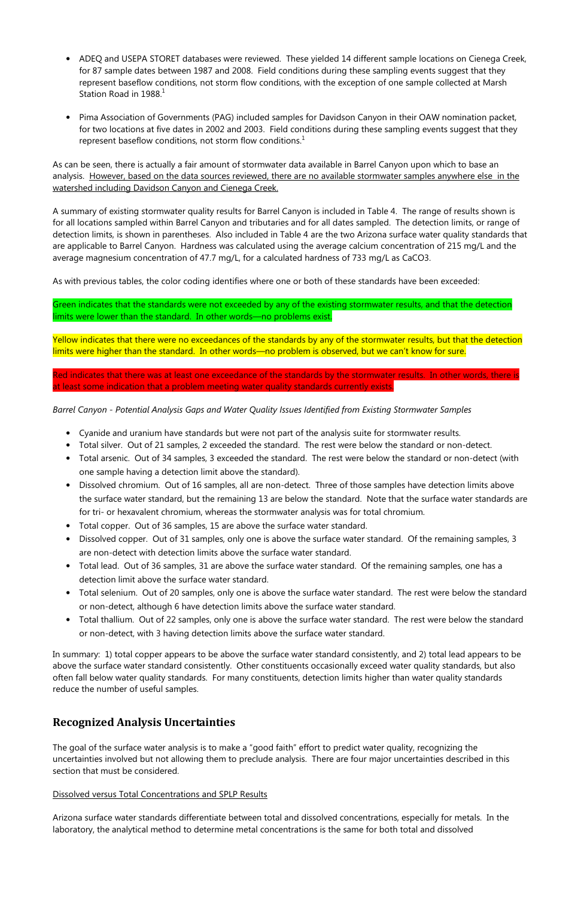- ADEQ and USEPA STORET databases were reviewed. These yielded 14 different sample locations on Cienega Creek, for 87 sample dates between 1987 and 2008. Field conditions during these sampling events suggest that they represent baseflow conditions, not storm flow conditions, with the exception of one sample collected at Marsh Station Road in 1988.[1]

- Pima Association of Governments (PAG) included samples for Davidson Canyon in their OAW nomination packet, for two locations at five dates in 2002 and 2003. Field conditions during these sampling events suggest that they represent baseflow conditions, not storm flow conditions.[1]

As can be seen, there is actually a fair amount of stormwater data available in Barrel Canyon upon which to base an analysis. <u>However, based on the data sources reviewed, there are no available stormwater samples anywhere else in the watershed including Davidson Canyon and Cienega Creek.</u>

A summary of existing stormwater quality results for Barrel Canyon is included in Table 4. The range of results shown is for all locations sampled within Barrel Canyon and tributaries and for all dates sampled. The detection limits, or range of detection limits, is shown in parentheses. Also included in Table 4 are the two Arizona surface water quality standards that are applicable to Barrel Canyon. Hardness was calculated using the average calcium concentration of 215 mg/L and the average magnesium concentration of 47.7 mg/L, for a calculated hardness of 733 mg/L as $CaCO_3$.

As with previous tables, the color coding identifies where one or both of these standards have been exceeded:

Green indicates that the standards were not exceeded by any of the existing stormwater results, and that the detection limits were lower than the standard. In other words—no problems exist.

Yellow indicates that there were no exceedances of the standards by any of the stormwater results, but that the detection limits were higher than the standard. In other words—no problem is observed, but we can't know for sure.

Red indicates that there was at least one exceedance of the standards by the stormwater results. In other words, there is at least some indication that a problem meeting water quality standards currently exists.

*Barrel Canyon - Potential Analysis Gaps and Water Quality Issues Identified from Existing Stormwater Samples*

- Cyanide and uranium have standards but were not part of the analysis suite for stormwater results.
- Total silver. Out of 21 samples, 2 exceeded the standard. The rest were below the standard or non-detect.
- Total arsenic. Out of 34 samples, 3 exceeded the standard. The rest were below the standard or non-detect (with one sample having a detection limit above the standard).
- Dissolved chromium. Out of 16 samples, all are non-detect. Three of those samples have detection limits above the surface water standard, but the remaining 13 are below the standard. Note that the surface water standards are for tri- or hexavalent chromium, whereas the stormwater analysis was for total chromium.
- Total copper. Out of 36 samples, 15 are above the surface water standard.
- Dissolved copper. Out of 31 samples, only one is above the surface water standard. Of the remaining samples, 3 are non-detect with detection limits above the surface water standard.
- Total lead. Out of 36 samples, 31 are above the surface water standard. Of the remaining samples, one has a detection limit above the surface water standard.
- Total selenium. Out of 20 samples, only one is above the surface water standard. The rest were below the standard or non-detect, although 6 have detection limits above the surface water standard.
- Total thallium. Out of 22 samples, only one is above the surface water standard. The rest were below the standard or non-detect, with 3 having detection limits above the surface water standard.

In summary: 1) total copper appears to be above the surface water standard consistently, and 2) total lead appears to be above the surface water standard consistently. Other constituents occasionally exceed water quality standards, but also often fall below water quality standards. For many constituents, detection limits higher than water quality standards reduce the number of useful samples.

## Recognized Analysis Uncertainties

The goal of the surface water analysis is to make a "good faith" effort to predict water quality, recognizing the uncertainties involved but not allowing them to preclude analysis. There are four major uncertainties described in this section that must be considered.

<u>Dissolved versus Total Concentrations and SPLP Results</u>

Arizona surface water standards differentiate between total and dissolved concentrations, especially for metals. In the laboratory, the analytical method to determine metal concentrations is the same for both total and dissolved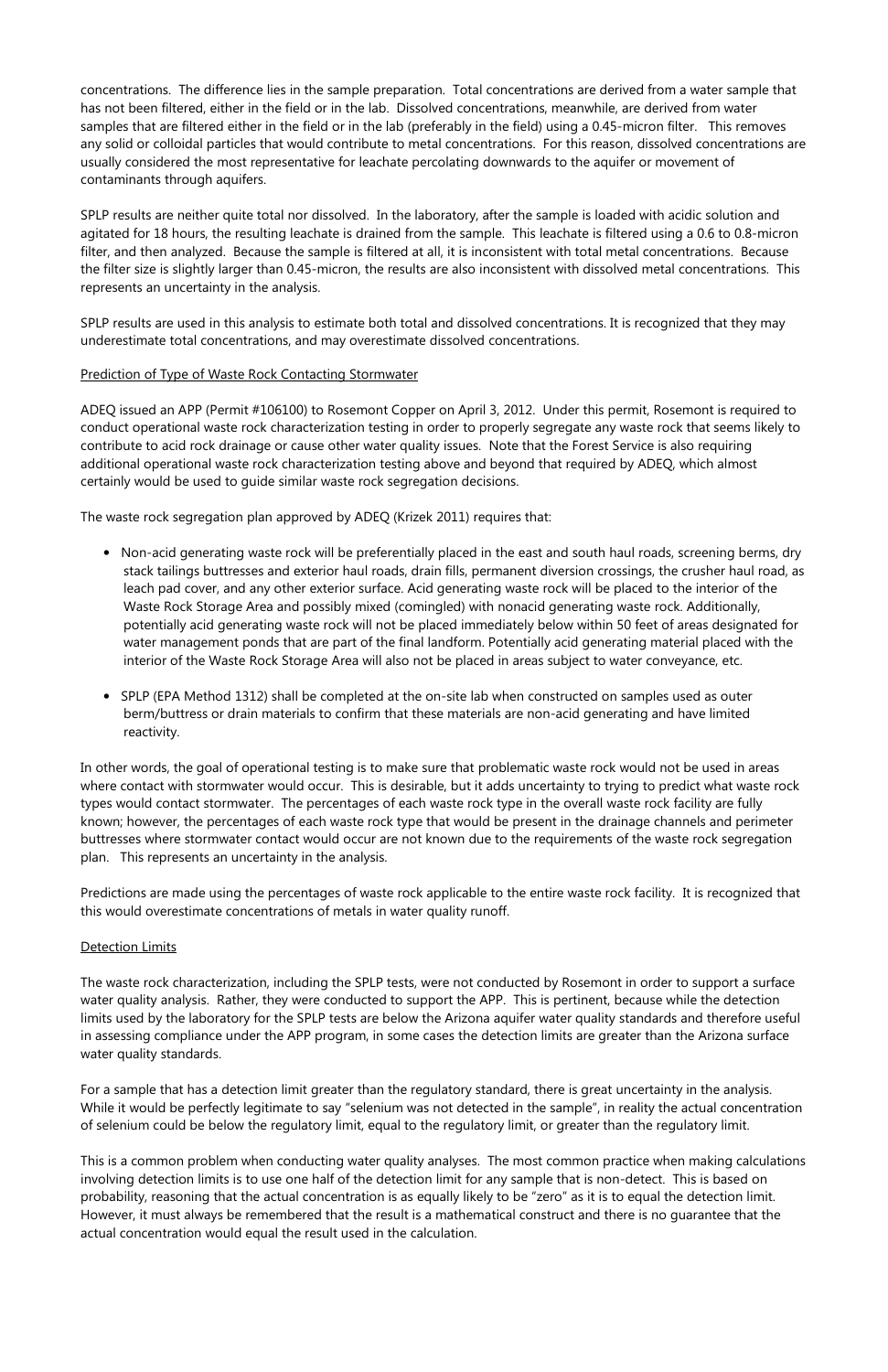concentrations. The difference lies in the sample preparation. Total concentrations are derived from a water sample that has not been filtered, either in the field or in the lab. Dissolved concentrations, meanwhile, are derived from water samples that are filtered either in the field or in the lab (preferably in the field) using a 0.45-micron filter. This removes any solid or colloidal particles that would contribute to metal concentrations. For this reason, dissolved concentrations are usually considered the most representative for leachate percolating downwards to the aquifer or movement of contaminants through aquifers.

SPLP results are neither quite total nor dissolved. In the laboratory, after the sample is loaded with acidic solution and agitated for 18 hours, the resulting leachate is drained from the sample. This leachate is filtered using a 0.6 to 0.8-micron filter, and then analyzed. Because the sample is filtered at all, it is inconsistent with total metal concentrations. Because the filter size is slightly larger than 0.45-micron, the results are also inconsistent with dissolved metal concentrations. This represents an uncertainty in the analysis.

SPLP results are used in this analysis to estimate both total and dissolved concentrations. It is recognized that they may underestimate total concentrations, and may overestimate dissolved concentrations.

<u>Prediction of Type of Waste Rock Contacting Stormwater</u>

ADEQ issued an APP (Permit #106100) to Rosemont Copper on April 3, 2012. Under this permit, Rosemont is required to conduct operational waste rock characterization testing in order to properly segregate any waste rock that seems likely to contribute to acid rock drainage or cause other water quality issues. Note that the Forest Service is also requiring additional operational waste rock characterization testing above and beyond that required by ADEQ, which almost certainly would be used to guide similar waste rock segregation decisions.

The waste rock segregation plan approved by ADEQ (Krizek 2011) requires that:

- Non-acid generating waste rock will be preferentially placed in the east and south haul roads, screening berms, dry stack tailings buttresses and exterior haul roads, drain fills, permanent diversion crossings, the crusher haul road, as leach pad cover, and any other exterior surface. Acid generating waste rock will be placed to the interior of the Waste Rock Storage Area and possibly mixed (comingled) with nonacid generating waste rock. Additionally, potentially acid generating waste rock will not be placed immediately below within 50 feet of areas designated for water management ponds that are part of the final landform. Potentially acid generating material placed with the interior of the Waste Rock Storage Area will also not be placed in areas subject to water conveyance, etc.

- SPLP (EPA Method 1312) shall be completed at the on-site lab when constructed on samples used as outer berm/buttress or drain materials to confirm that these materials are non-acid generating and have limited reactivity.

In other words, the goal of operational testing is to make sure that problematic waste rock would not be used in areas where contact with stormwater would occur. This is desirable, but it adds uncertainty to trying to predict what waste rock types would contact stormwater. The percentages of each waste rock type in the overall waste rock facility are fully known; however, the percentages of each waste rock type that would be present in the drainage channels and perimeter buttresses where stormwater contact would occur are not known due to the requirements of the waste rock segregation plan. This represents an uncertainty in the analysis.

Predictions are made using the percentages of waste rock applicable to the entire waste rock facility. It is recognized that this would overestimate concentrations of metals in water quality runoff.

<u>Detection Limits</u>

The waste rock characterization, including the SPLP tests, were not conducted by Rosemont in order to support a surface water quality analysis. Rather, they were conducted to support the APP. This is pertinent, because while the detection limits used by the laboratory for the SPLP tests are below the Arizona aquifer water quality standards and therefore useful in assessing compliance under the APP program, in some cases the detection limits are greater than the Arizona surface water quality standards.

For a sample that has a detection limit greater than the regulatory standard, there is great uncertainty in the analysis. While it would be perfectly legitimate to say "selenium was not detected in the sample", in reality the actual concentration of selenium could be below the regulatory limit, equal to the regulatory limit, or greater than the regulatory limit.

This is a common problem when conducting water quality analyses. The most common practice when making calculations involving detection limits is to use one half of the detection limit for any sample that is non-detect. This is based on probability, reasoning that the actual concentration is as equally likely to be "zero" as it is to equal the detection limit. However, it must always be remembered that the result is a mathematical construct and there is no guarantee that the actual concentration would equal the result used in the calculation.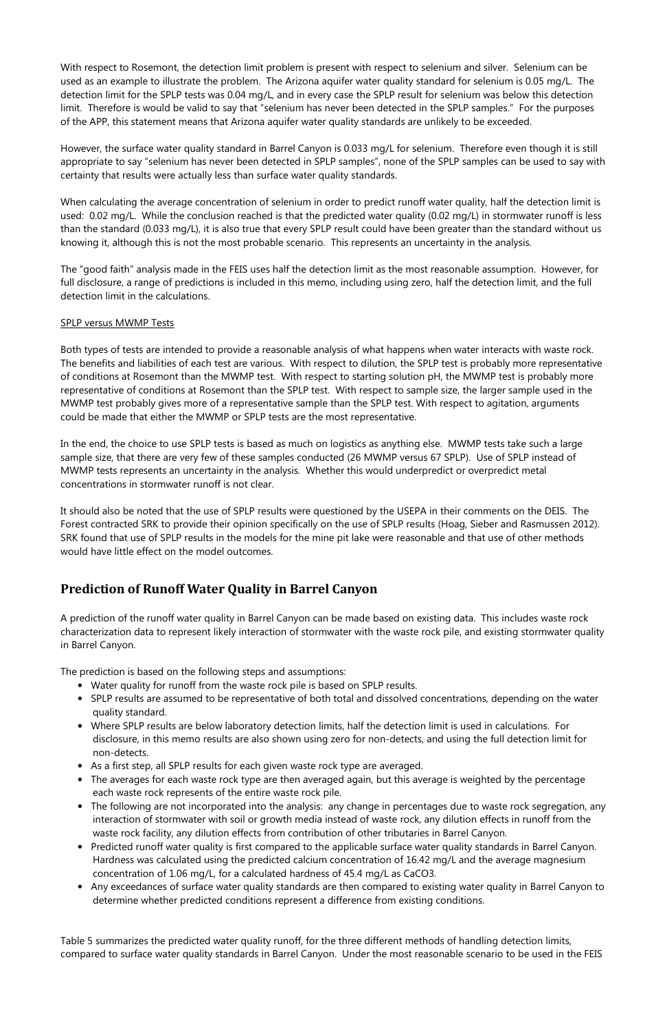With respect to Rosemont, the detection limit problem is present with respect to selenium and silver. Selenium can be used as an example to illustrate the problem. The Arizona aquifer water quality standard for selenium is 0.05 mg/L. The detection limit for the SPLP tests was 0.04 mg/L, and in every case the SPLP result for selenium was below this detection limit. Therefore is would be valid to say that "selenium has never been detected in the SPLP samples." For the purposes of the APP, this statement means that Arizona aquifer water quality standards are unlikely to be exceeded.

However, the surface water quality standard in Barrel Canyon is 0.033 mg/L for selenium. Therefore even though it is still appropriate to say "selenium has never been detected in SPLP samples", none of the SPLP samples can be used to say with certainty that results were actually less than surface water quality standards.

When calculating the average concentration of selenium in order to predict runoff water quality, half the detection limit is used: 0.02 mg/L. While the conclusion reached is that the predicted water quality (0.02 mg/L) in stormwater runoff is less than the standard (0.033 mg/L), it is also true that every SPLP result could have been greater than the standard without us knowing it, although this is not the most probable scenario. This represents an uncertainty in the analysis.

The "good faith" analysis made in the FEIS uses half the detection limit as the most reasonable assumption. However, for full disclosure, a range of predictions is included in this memo, including using zero, half the detection limit, and the full detection limit in the calculations.

SPLP versus MWMP Tests

Both types of tests are intended to provide a reasonable analysis of what happens when water interacts with waste rock. The benefits and liabilities of each test are various. With respect to dilution, the SPLP test is probably more representative of conditions at Rosemont than the MWMP test. With respect to starting solution pH, the MWMP test is probably more representative of conditions at Rosemont than the SPLP test. With respect to sample size, the larger sample used in the MWMP test probably gives more of a representative sample than the SPLP test. With respect to agitation, arguments could be made that either the MWMP or SPLP tests are the most representative.

In the end, the choice to use SPLP tests is based as much on logistics as anything else. MWMP tests take such a large sample size, that there are very few of these samples conducted (26 MWMP versus 67 SPLP). Use of SPLP instead of MWMP tests represents an uncertainty in the analysis. Whether this would underpredict or overpredict metal concentrations in stormwater runoff is not clear.

It should also be noted that the use of SPLP results were questioned by the USEPA in their comments on the DEIS. The Forest contracted SRK to provide their opinion specifically on the use of SPLP results (Hoag, Sieber and Rasmussen 2012). SRK found that use of SPLP results in the models for the mine pit lake were reasonable and that use of other methods would have little effect on the model outcomes.

## Prediction of Runoff Water Quality in Barrel Canyon

A prediction of the runoff water quality in Barrel Canyon can be made based on existing data. This includes waste rock characterization data to represent likely interaction of stormwater with the waste rock pile, and existing stormwater quality in Barrel Canyon.

The prediction is based on the following steps and assumptions:

- Water quality for runoff from the waste rock pile is based on SPLP results.
- SPLP results are assumed to be representative of both total and dissolved concentrations, depending on the water quality standard.
- Where SPLP results are below laboratory detection limits, half the detection limit is used in calculations. For disclosure, in this memo results are also shown using zero for non-detects, and using the full detection limit for non-detects.
- As a first step, all SPLP results for each given waste rock type are averaged.
- The averages for each waste rock type are then averaged again, but this average is weighted by the percentage each waste rock represents of the entire waste rock pile.
- The following are not incorporated into the analysis: any change in percentages due to waste rock segregation, any interaction of stormwater with soil or growth media instead of waste rock, any dilution effects in runoff from the waste rock facility, any dilution effects from contribution of other tributaries in Barrel Canyon.
- Predicted runoff water quality is first compared to the applicable surface water quality standards in Barrel Canyon. Hardness was calculated using the predicted calcium concentration of 16.42 mg/L and the average magnesium concentration of 1.06 mg/L, for a calculated hardness of 45.4 mg/L as $CaCO_3$.
- Any exceedances of surface water quality standards are then compared to existing water quality in Barrel Canyon to determine whether predicted conditions represent a difference from existing conditions.

Table 5 summarizes the predicted water quality runoff, for the three different methods of handling detection limits, compared to surface water quality standards in Barrel Canyon. Under the most reasonable scenario to be used in the FEIS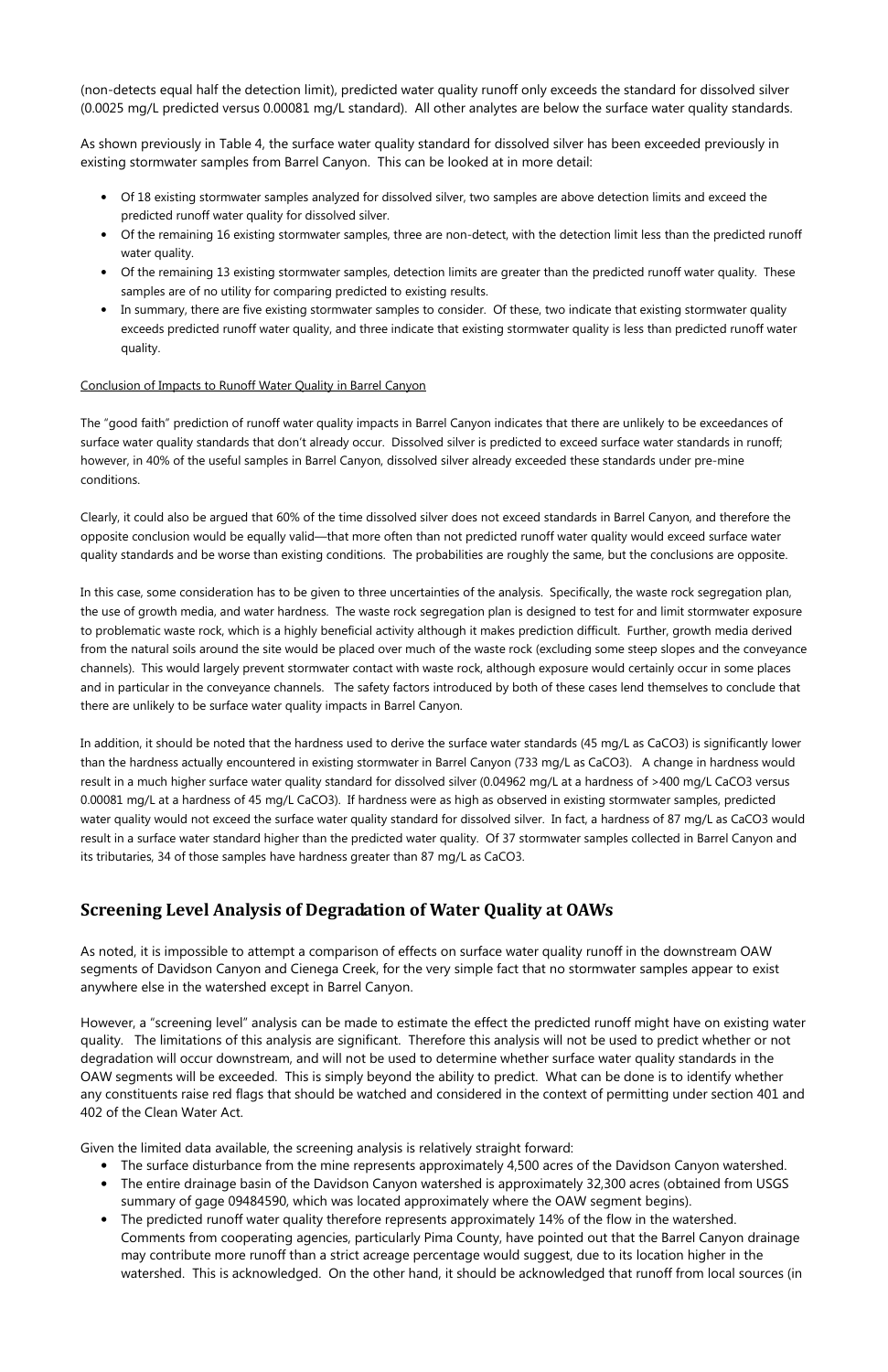(non-detects equal half the detection limit), predicted water quality runoff only exceeds the standard for dissolved silver (0.0025 mg/L predicted versus 0.00081 mg/L standard). All other analytes are below the surface water quality standards.

As shown previously in Table 4, the surface water quality standard for dissolved silver has been exceeded previously in existing stormwater samples from Barrel Canyon. This can be looked at in more detail:

- Of 18 existing stormwater samples analyzed for dissolved silver, two samples are above detection limits and exceed the predicted runoff water quality for dissolved silver.
- Of the remaining 16 existing stormwater samples, three are non-detect, with the detection limit less than the predicted runoff water quality.
- Of the remaining 13 existing stormwater samples, detection limits are greater than the predicted runoff water quality. These samples are of no utility for comparing predicted to existing results.
- In summary, there are five existing stormwater samples to consider. Of these, two indicate that existing stormwater quality exceeds predicted runoff water quality, and three indicate that existing stormwater quality is less than predicted runoff water quality.

Conclusion of Impacts to Runoff Water Quality in Barrel Canyon

The "good faith" prediction of runoff water quality impacts in Barrel Canyon indicates that there are unlikely to be exceedances of surface water quality standards that don't already occur. Dissolved silver is predicted to exceed surface water standards in runoff; however, in 40% of the useful samples in Barrel Canyon, dissolved silver already exceeded these standards under pre-mine conditions.

Clearly, it could also be argued that 60% of the time dissolved silver does not exceed standards in Barrel Canyon, and therefore the opposite conclusion would be equally valid—that more often than not predicted runoff water quality would exceed surface water quality standards and be worse than existing conditions. The probabilities are roughly the same, but the conclusions are opposite.

In this case, some consideration has to be given to three uncertainties of the analysis. Specifically, the waste rock segregation plan, the use of growth media, and water hardness. The waste rock segregation plan is designed to test for and limit stormwater exposure to problematic waste rock, which is a highly beneficial activity although it makes prediction difficult. Further, growth media derived from the natural soils around the site would be placed over much of the waste rock (excluding some steep slopes and the conveyance channels). This would largely prevent stormwater contact with waste rock, although exposure would certainly occur in some places and in particular in the conveyance channels. The safety factors introduced by both of these cases lend themselves to conclude that there are unlikely to be surface water quality impacts in Barrel Canyon.

In addition, it should be noted that the hardness used to derive the surface water standards (45 mg/L as $CaCO_3$) is significantly lower than the hardness actually encountered in existing stormwater in Barrel Canyon (733 mg/L as $CaCO_3$). A change in hardness would result in a much higher surface water quality standard for dissolved silver (0.04962 mg/L at a hardness of >400 mg/L $CaCO_3$ versus 0.00081 mg/L at a hardness of 45 mg/L $CaCO_3$). If hardness were as high as observed in existing stormwater samples, predicted water quality would not exceed the surface water quality standard for dissolved silver. In fact, a hardness of 87 mg/L as $CaCO_3$ would result in a surface water standard higher than the predicted water quality. Of 37 stormwater samples collected in Barrel Canyon and its tributaries, 34 of those samples have hardness greater than 87 mg/L as $CaCO_3$.

## Screening Level Analysis of Degradation of Water Quality at OAWs

As noted, it is impossible to attempt a comparison of effects on surface water quality runoff in the downstream OAW segments of Davidson Canyon and Cienega Creek, for the very simple fact that no stormwater samples appear to exist anywhere else in the watershed except in Barrel Canyon.

However, a "screening level" analysis can be made to estimate the effect the predicted runoff might have on existing water quality. The limitations of this analysis are significant. Therefore this analysis will not be used to predict whether or not degradation will occur downstream, and will not be used to determine whether surface water quality standards in the OAW segments will be exceeded. This is simply beyond the ability to predict. What can be done is to identify whether any constituents raise red flags that should be watched and considered in the context of permitting under section 401 and 402 of the Clean Water Act.

Given the limited data available, the screening analysis is relatively straight forward:

- The surface disturbance from the mine represents approximately 4,500 acres of the Davidson Canyon watershed.
- The entire drainage basin of the Davidson Canyon watershed is approximately 32,300 acres (obtained from USGS summary of gage 09484590, which was located approximately where the OAW segment begins).
- The predicted runoff water quality therefore represents approximately 14% of the flow in the watershed. Comments from cooperating agencies, particularly Pima County, have pointed out that the Barrel Canyon drainage may contribute more runoff than a strict acreage percentage would suggest, due to its location higher in the watershed. This is acknowledged. On the other hand, it should be acknowledged that runoff from local sources (in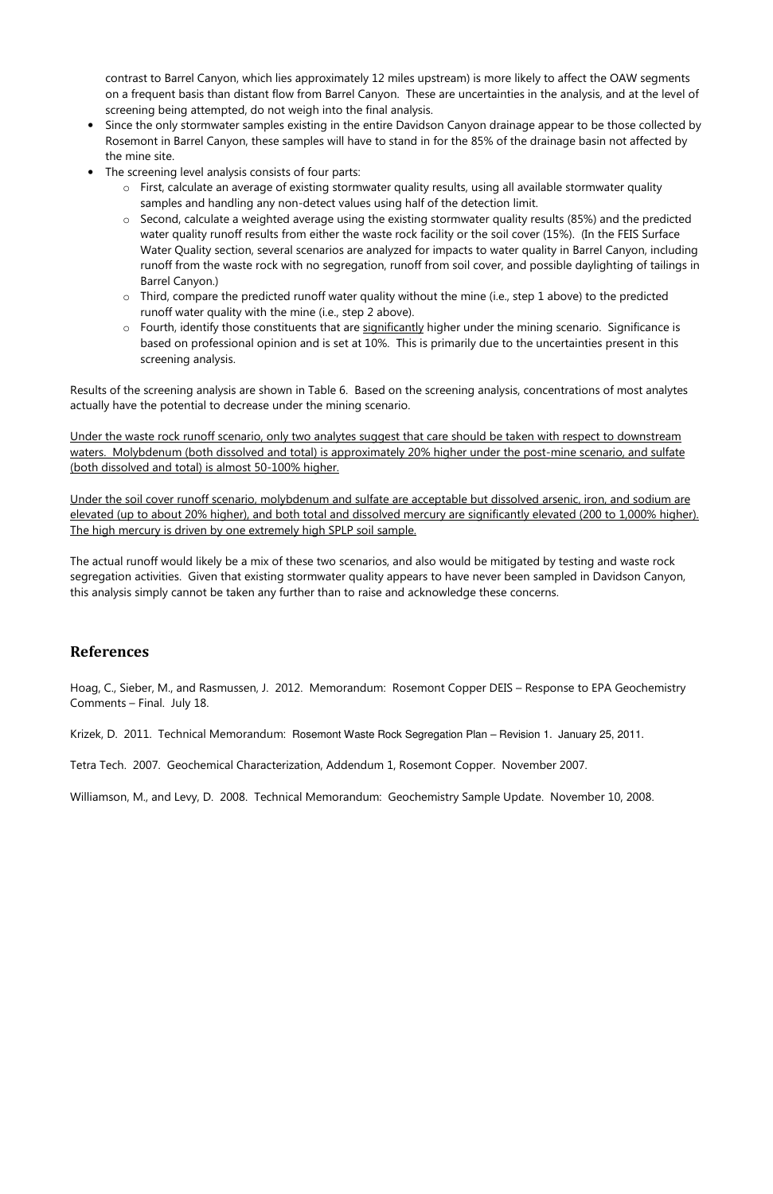contrast to Barrel Canyon, which lies approximately 12 miles upstream) is more likely to affect the OAW segments on a frequent basis than distant flow from Barrel Canyon. These are uncertainties in the analysis, and at the level of screening being attempted, do not weigh into the final analysis.

- Since the only stormwater samples existing in the entire Davidson Canyon drainage appear to be those collected by Rosemont in Barrel Canyon, these samples will have to stand in for the 85% of the drainage basin not affected by the mine site.
- The screening level analysis consists of four parts:
    - First, calculate an average of existing stormwater quality results, using all available stormwater quality samples and handling any non-detect values using half of the detection limit.
    - Second, calculate a weighted average using the existing stormwater quality results (85%) and the predicted water quality runoff results from either the waste rock facility or the soil cover (15%). (In the FEIS Surface Water Quality section, several scenarios are analyzed for impacts to water quality in Barrel Canyon, including runoff from the waste rock with no segregation, runoff from soil cover, and possible daylighting of tailings in Barrel Canyon.)
    - Third, compare the predicted runoff water quality without the mine (i.e., step 1 above) to the predicted runoff water quality with the mine (i.e., step 2 above).
    - Fourth, identify those constituents that are <u>significantly</u> higher under the mining scenario. Significance is based on professional opinion and is set at 10%. This is primarily due to the uncertainties present in this screening analysis.

Results of the screening analysis are shown in Table 6. Based on the screening analysis, concentrations of most analytes actually have the potential to decrease under the mining scenario.

<u>Under the waste rock runoff scenario, only two analytes suggest that care should be taken with respect to downstream waters. Molybdenum (both dissolved and total) is approximately 20% higher under the post-mine scenario, and sulfate (both dissolved and total) is almost 50-100% higher.</u>

<u>Under the soil cover runoff scenario, molybdenum and sulfate are acceptable but dissolved arsenic, iron, and sodium are elevated (up to about 20% higher), and both total and dissolved mercury are significantly elevated (200 to 1,000% higher). The high mercury is driven by one extremely high SPLP soil sample.</u>

The actual runoff would likely be a mix of these two scenarios, and also would be mitigated by testing and waste rock segregation activities. Given that existing stormwater quality appears to have never been sampled in Davidson Canyon, this analysis simply cannot be taken any further than to raise and acknowledge these concerns.

## References

Hoag, C., Sieber, M., and Rasmussen, J. 2012. Memorandum: Rosemont Copper DEIS – Response to EPA Geochemistry Comments – Final. July 18.

Krizek, D. 2011. Technical Memorandum: Rosemont Waste Rock Segregation Plan – Revision 1. January 25, 2011.

Tetra Tech. 2007. Geochemical Characterization, Addendum 1, Rosemont Copper. November 2007.

Williamson, M., and Levy, D. 2008. Technical Memorandum: Geochemistry Sample Update. November 10, 2008.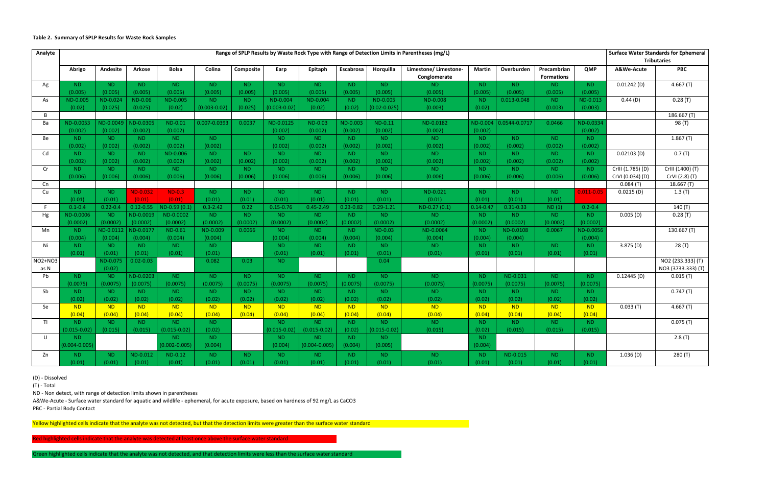**Table 2. Summary of SPLP Results for Waste Rock Samples**

| Analyte | Range of SPLP Results by Waste Rock Type with Range of Detection Limits in Parentheses (mg/L) | | | | | | | | | | | | | | | Surface Water Standards for Ephemeral Tributaries | |
|---|---|---|---|---|---|---|---|---|---|---|---|---|---|---|---|---|---|
| | Abrigo | Andesite | Arkose | Bolsa | Colina | Composite | Earp | Epitaph | Escabrosa | Horquilla | Limestone/ Limestone-Conglomerate | Martin | Overburden | Precambrian Formations | QMP | A&We-Acute | PBC |
| Ag | ND (0.005) | ND (0.005) | ND (0.005) | ND (0.005) | ND (0.005) | ND (0.005) | ND (0.005) | ND (0.005) | ND (0.005) | ND (0.005) | ND (0.005) | ND (0.005) | ND (0.005) | ND (0.005) | ND (0.005) | 0.01242 (D) | 4.667 (T) |
| As | ND-0.005 (0.02) | ND-0.024 (0.025) | ND-0.06 (0.025) | ND-0.005 (0.02) | ND (0.003-0.02) | ND (0.025) | ND-0.004 (0.003-0.02) | ND-0.004 (0.02) | ND (0.02) | ND-0.005 (0.02-0.025) | ND-0.008 (0.003) | ND (0.02) | 0.013-0.048 | ND (0.003) | ND-0.013 (0.003) | 0.44 (D) | 0.28 (T) |
| B | | | | | | | | | | | | | | | | | 186.667 (T) |
| Ba | ND-0.0053 (0.002) | ND-0.0049 (0.002) | ND-0.0305 (0.002) | ND-0.01 (0.002) | 0.007-0.0393 | 0.0037 | ND-0.0125 (0.002) | ND-0.03 (0.002) | ND-0.003 (0.002) | ND-0.11 (0.002) | ND-0.0182 (0.002) | ND-0.004 (0.002) | 0.0544-0.0717 | 0.0466 | ND-0.0334 (0.002) | | 98 (T) |
| Be | ND (0.002) | ND (0.002) | ND (0.002) | ND (0.002) | ND (0.002) | | ND (0.002) | ND (0.002) | ND (0.002) | ND (0.002) | ND (0.002) | ND (0.002) | ND (0.002) | ND (0.002) | ND (0.002) | | 1.867 (T) |
| Cd | ND (0.002) | ND (0.002) | ND (0.002) | ND-0.006 (0.002) | ND (0.002) | ND (0.002) | ND (0.002) | ND (0.002) | ND (0.002) | ND (0.002) | ND (0.002) | ND (0.002) | ND (0.002) | ND (0.002) | ND (0.002) | 0.02103 (D) | 0.7 (T) |
| Cr | ND (0.006) | ND (0.006) | ND (0.006) | ND (0.006) | ND (0.006) | ND (0.006) | ND (0.006) | ND (0.006) | ND (0.006) | ND (0.006) | ND (0.006) | ND (0.006) | ND (0.006) | ND (0.006) | ND (0.006) | CrIII (1.785) (D) CrVI (0.034) (D) | CrIII (1400) (T) CrVI (2.8) (T) |
| Cn | | | | | | | | | | | | | | | | 0.084 (T) | 18.667 (T) |
| Cu | ND (0.01) | ND (0.01) | ND-0.032 (0.01) | ND-0.3 (0.01) | ND (0.01) | ND (0.01) | ND (0.01) | ND (0.01) | ND (0.01) | ND (0.01) | ND-0.021 (0.01) | ND (0.01) | ND (0.01) | ND (0.01) | 0.011-0.05 | 0.0215 (D) | 1.3 (T) |
| F | 0.1-0.4 | 0.22-0.4 | 0.12-0.55 | ND-0.59 (0.1) | 0.3-2.42 | 0.22 | 0.15-0.76 | 0.45-2.49 | 0.23-0.82 | 0.29-1.21 | ND-0.27 (0.1) | 0.14-0.47 | 0.31-0.33 | ND (1) | 0.2-0.4 | | 140 (T) |
| Hg | ND-0.0006 (0.0002) | ND (0.0002) | ND-0.0019 (0.0002) | ND-0.0002 (0.0002) | ND (0.0002) | ND (0.0002) | ND (0.0002) | ND (0.0002) | ND (0.0002) | ND (0.0002) | ND (0.0002) | ND (0.0002) | ND (0.0002) | ND (0.0002) | ND (0.0002) | 0.005 (D) | 0.28 (T) |
| Mn | ND (0.004) | ND-0.0112 (0.004) | ND-0.0177 (0.004) | ND-0.61 (0.004) | ND-0.009 (0.004) | 0.0066 | ND (0.004) | ND (0.004) | ND (0.004) | ND-0.03 (0.004) | ND-0.0064 (0.004) | ND (0.004) | ND-0.0108 (0.004) | 0.0067 | ND-0.0056 (0.004) | | 130.667 (T) |
| Ni | ND (0.01) | ND (0.01) | ND (0.01) | ND (0.01) | ND (0.01) | | ND (0.01) | ND (0.01) | ND (0.01) | ND (0.01) | ND (0.01) | ND (0.01) | ND (0.01) | ND (0.01) | ND (0.01) | 3.875 (D) | 28 (T) |
| NO2+NO3 as N | | ND-0.075 (0.02) | 0.02-0.03 | | 0.082 | 0.03 | ND | | | 0.04 | | | | | | | NO2 (233.333) (T) NO3 (3733.333) (T) |
| Pb | ND (0.0075) | ND (0.0075) | ND-0.0203 (0.0075) | ND (0.0075) | ND (0.0075) | ND (0.0075) | ND (0.0075) | ND (0.0075) | ND (0.0075) | ND (0.0075) | ND (0.0075) | ND (0.0075) | ND-0.031 (0.0075) | ND (0.0075) | ND (0.0075) | 0.12445 (D) | 0.015 (T) |
| Sb | ND (0.02) | ND (0.02) | ND (0.02) | ND (0.02) | ND (0.02) | ND (0.02) | ND (0.02) | ND (0.02) | ND (0.02) | ND (0.02) | ND (0.02) | ND (0.02) | ND (0.02) | ND (0.02) | ND (0.02) | | 0.747 (T) |
| Se | ND (0.04) | ND (0.04) | ND (0.04) | ND (0.04) | ND (0.04) | ND (0.04) | ND (0.04) | ND (0.04) | ND (0.04) | ND (0.04) | ND (0.04) | ND (0.04) | ND (0.04) | ND (0.04) | ND (0.04) | 0.033 (T) | 4.667 (T) |
| Tl | ND (0.015-0.02) | ND (0.015) | ND (0.015) | ND (0.015-0.02) | ND (0.02) | | ND (0.015-0.02) | ND (0.015-0.02) | ND (0.02) | ND (0.015-0.02) | ND (0.015) | ND (0.02) | ND (0.015) | ND (0.015) | ND (0.015) | | 0.075 (T) |
| U | ND (0.004-0.005) | | | ND (0.002-0.005) | ND (0.004) | | ND (0.004) | ND (0.004-0.005) | ND (0.004) | ND (0.005) | | ND (0.004) | | | | | 2.8 (T) |
| Zn | ND (0.01) | ND (0.01) | ND-0.012 (0.01) | ND-0.12 (0.01) | ND (0.01) | ND (0.01) | ND (0.01) | ND (0.01) | ND (0.01) | ND (0.01) | ND (0.01) | ND (0.01) | ND-0.015 (0.01) | ND (0.01) | ND (0.01) | 1.036 (D) | 280 (T) |

(D) - Dissolved

(T) - Total

ND - Non detect, with range of detection limits shown in parentheses

A&We-Acute - Surface water standard for aquatic and wildlife - ephemeral, for acute exposure, based on hardness of 92 mg/L as CaCO3

PBC - Partial Body Contact

Yellow highlighted cells indicate that the analyte was not detected, but that the detection limits were greater than the surface water standard

Red highlighted cells indicate that the analyte was detected at least once above the surface water standard

Green highlighted cells indicate that the analyte was not detected, and that detection limits were less than the surface water standard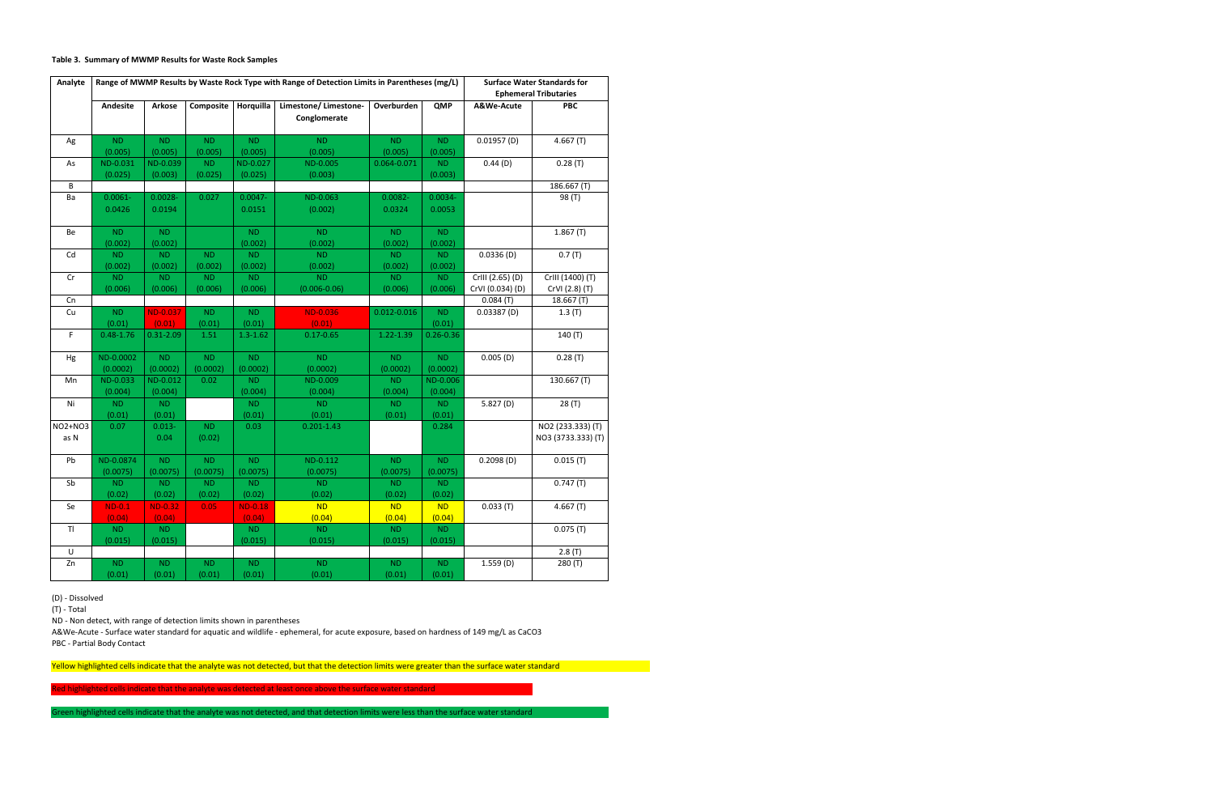**Table 3. Summary of MWMP Results for Waste Rock Samples**

| Analyte | Range of MWMP Results by Waste Rock Type with Range of Detection Limits in Parentheses (mg/L) | | | | | | | Surface Water Standards for Ephemeral Tributaries | |
|---|---|---|---|---|---|---|---|---|---|
| | Andesite | Arkose | Composite | Horquilla | Limestone/ Limestone-Conglomerate | Overburden | QMP | A&We-Acute | PBC |
| Ag | ND (0.005) | ND (0.005) | ND (0.005) | ND (0.005) | ND (0.005) | ND (0.005) | ND (0.005) | 0.01957 (D) | 4.667 (T) |
| As | ND-0.031 (0.025) | ND-0.039 (0.003) | ND (0.025) | ND-0.027 (0.025) | ND-0.005 (0.003) | 0.064-0.071 | ND (0.003) | 0.44 (D) | 0.28 (T) |
| B | | | | | | | | | 186.667 (T) |
| Ba | 0.0061-0.0426 | 0.0028-0.0194 | 0.027 | 0.0047-0.0151 | ND-0.063 (0.002) | 0.0082-0.0324 | 0.0034-0.0053 | | 98 (T) |
| Be | ND (0.002) | ND (0.002) | | ND (0.002) | ND (0.002) | ND (0.002) | ND (0.002) | | 1.867 (T) |
| Cd | ND (0.002) | ND (0.002) | ND (0.002) | ND (0.002) | ND (0.002) | ND (0.002) | ND (0.002) | 0.0336 (D) | 0.7 (T) |
| Cr | ND (0.006) | ND (0.006) | ND (0.006) | ND (0.006) | ND (0.006-0.06) | ND (0.006) | ND (0.006) | CrIII (2.65) (D) CrVI (0.034) (D) | CrIII (1400) (T) CrVI (2.8) (T) |
| Cn | | | | | | | | 0.084 (T) | 18.667 (T) |
| Cu | ND (0.01) | ND-0.037 (0.01) | ND (0.01) | ND (0.01) | ND-0.036 (0.01) | 0.012-0.016 | ND (0.01) | 0.03387 (D) | 1.3 (T) |
| F | 0.48-1.76 | 0.31-2.09 | 1.51 | 1.3-1.62 | 0.17-0.65 | 1.22-1.39 | 0.26-0.36 | | 140 (T) |
| Hg | ND-0.0002 (0.0002) | ND (0.0002) | ND (0.0002) | ND (0.0002) | ND (0.0002) | ND (0.0002) | ND (0.0002) | 0.005 (D) | 0.28 (T) |
| Mn | ND-0.033 (0.004) | ND-0.012 (0.004) | 0.02 | ND (0.004) | ND-0.009 (0.004) | ND (0.004) | ND-0.006 (0.004) | | 130.667 (T) |
| Ni | ND (0.01) | ND (0.01) | | ND (0.01) | ND (0.01) | ND (0.01) | ND (0.01) | 5.827 (D) | 28 (T) |
| NO2+NO3 as N | 0.07 | 0.013-0.04 | ND (0.02) | 0.03 | 0.201-1.43 | | 0.284 | | NO2 (233.333) (T) NO3 (3733.333) (T) |
| Pb | ND-0.0874 (0.0075) | ND (0.0075) | ND (0.0075) | ND (0.0075) | ND-0.112 (0.0075) | ND (0.0075) | ND (0.0075) | 0.2098 (D) | 0.015 (T) |
| Sb | ND (0.02) | ND (0.02) | ND (0.02) | ND (0.02) | ND (0.02) | ND (0.02) | ND (0.02) | | 0.747 (T) |
| Se | ND-0.1 (0.04) | ND-0.32 (0.04) | 0.05 | ND-0.18 (0.04) | ND (0.04) | ND (0.04) | ND (0.04) | 0.033 (T) | 4.667 (T) |
| Tl | ND (0.015) | ND (0.015) | | ND (0.015) | ND (0.015) | ND (0.015) | ND (0.015) | | 0.075 (T) |
| U | | | | | | | | | 2.8 (T) |
| Zn | ND (0.01) | ND (0.01) | ND (0.01) | ND (0.01) | ND (0.01) | ND (0.01) | ND (0.01) | 1.559 (D) | 280 (T) |

(D) - Dissolved

(T) - Total

ND - Non detect, with range of detection limits shown in parentheses

A&We-Acute - Surface water standard for aquatic and wildlife - ephemeral, for acute exposure, based on hardness of 149 mg/L as CaCO3

PBC - Partial Body Contact

Yellow highlighted cells indicate that the analyte was not detected, but that the detection limits were greater than the surface water standard

Red highlighted cells indicate that the analyte was detected at least once above the surface water standard

Green highlighted cells indicate that the analyte was not detected, and that detection limits were less than the surface water standard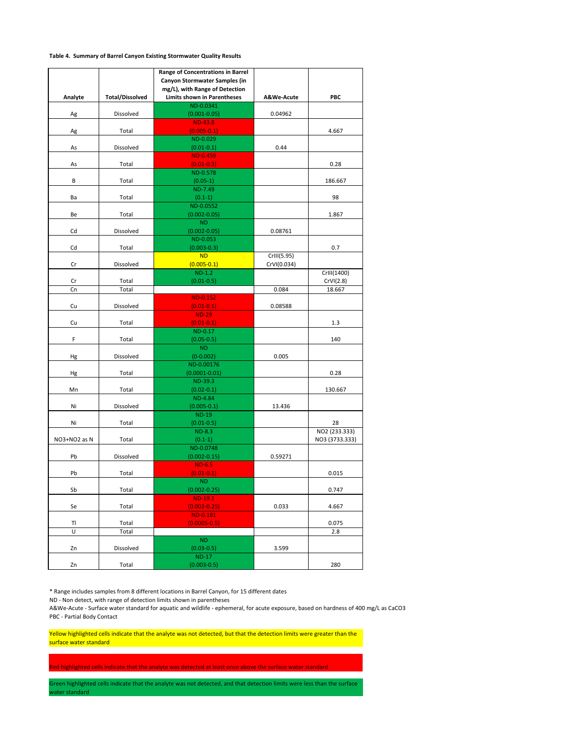**Table 4. Summary of Barrel Canyon Existing Stormwater Quality Results**

| Analyte | Total/Dissolved | Range of Concentrations in Barrel Canyon Stormwater Samples (in mg/L), with Range of Detection Limits shown in Parentheses | A&We-Acute | PBC |
|---|---|---|---|---|
| Ag | Dissolved | ND-0.0341 (0.001-0.05) | 0.04962 | |
| Ag | Total | ND-43.8 (0.005-0.1) | | 4.667 |
| As | Dissolved | ND-0.029 (0.01-0.1) | 0.44 | |
| As | Total | ND-0.459 (0.01-0.3) | | 0.28 |
| B | Total | ND-0.578 (0.05-1) | | 186.667 |
| Ba | Total | ND-7.49 (0.1-1) | | 98 |
| Be | Total | ND-0.0552 (0.002-0.05) | | 1.867 |
| Cd | Dissolved | ND (0.002-0.05) | 0.08761 | |
| Cd | Total | ND-0.053 (0.003-0.3) | | 0.7 |
| Cr | Dissolved | ND (0.005-0.1) | CrIII(5.95) CrVI(0.034) | |
| Cr | Total | ND-1.2 (0.01-0.5) | | CrIII(1400) CrVI(2.8) |
| Cn | Total | | 0.084 | 18.667 |
| Cu | Dissolved | ND-0.152 (0.01-0.1) | 0.08588 | |
| Cu | Total | ND-29 (0.01-0.1) | | 1.3 |
| F | Total | ND-0.17 (0.05-0.5) | | 140 |
| Hg | Dissolved | ND (0-0.002) | 0.005 | |
| Hg | Total | ND-0.00176 (0.0001-0.01) | | 0.28 |
| Mn | Total | ND-39.3 (0.02-0.1) | | 130.667 |
| Ni | Dissolved | ND-4.84 (0.005-0.1) | 13.436 | |
| Ni | Total | ND-19 (0.01-0.5) | | 28 |
| NO3+NO2 as N | Total | ND-8.3 (0.1-1) | | NO2 (233.333) NO3 (3733.333) |
| Pb | Dissolved | ND-0.0748 (0.002-0.15) | 0.59271 | |
| Pb | Total | ND-6.5 (0.01-0.1) | | 0.015 |
| Sb | Total | ND (0.002-0.25) | | 0.747 |
| Se | Total | ND-19.1 (0.002-0.25) | 0.033 | 4.667 |
| Tl | Total | ND-0.181 (0.0005-0.5) | | 0.075 |
| U | Total | | | 2.8 |
| Zn | Dissolved | ND (0.03-0.5) | 3.599 | |
| Zn | Total | ND-17 (0.003-0.5) | | 280 |

\* Range includes samples from 8 different locations in Barrel Canyon, for 15 different dates

ND - Non detect, with range of detection limits shown in parentheses

A&We-Acute - Surface water standard for aquatic and wildlife - ephemeral, for acute exposure, based on hardness of 400 mg/L as CaCO3

PBC - Partial Body Contact

Yellow highlighted cells indicate that the analyte was not detected, but that the detection limits were greater than the surface water standard

Red highlighted cells indicate that the analyte was detected at least once above the surface water standard

Green highlighted cells indicate that the analyte was not detected, and that detection limits were less than the surface water standard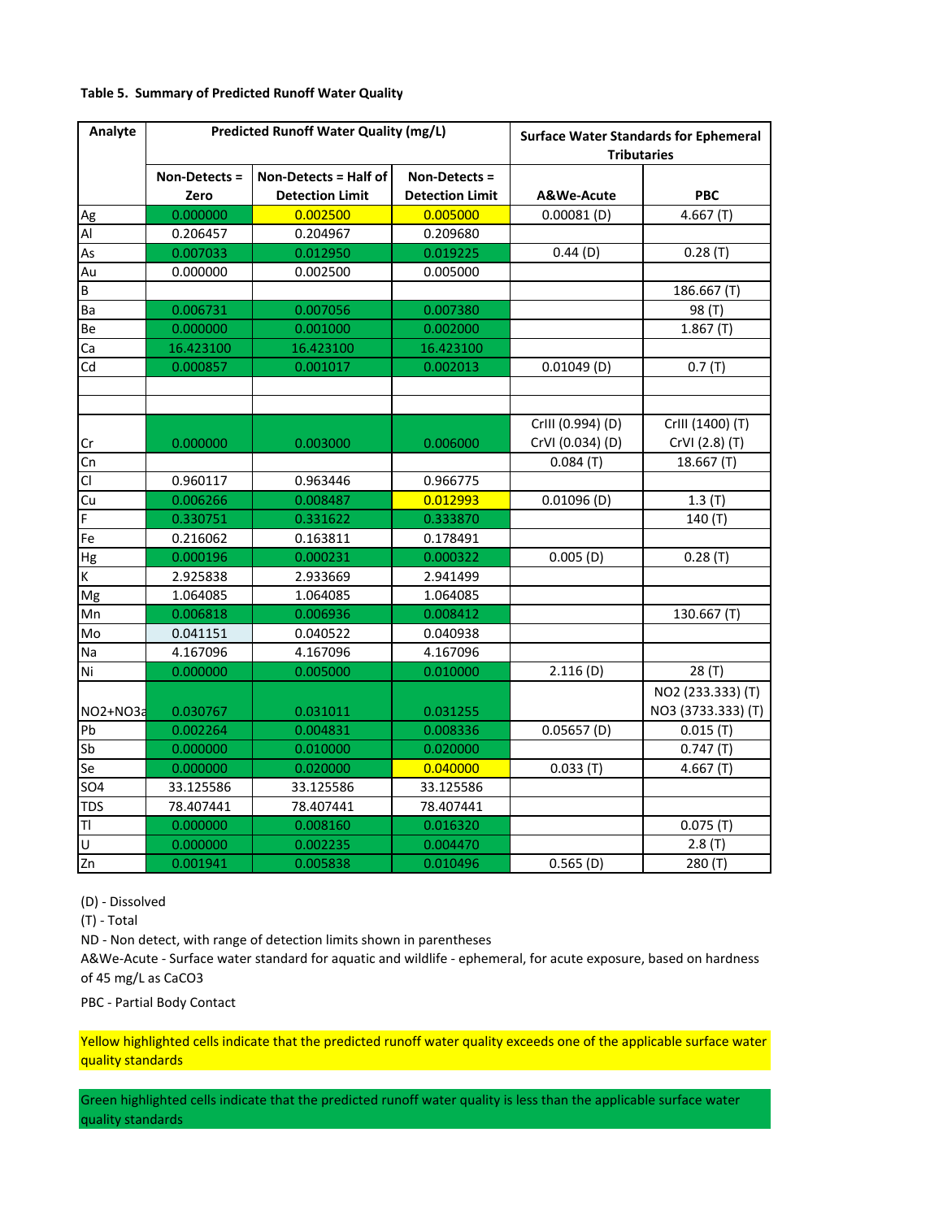**Table 5. Summary of Predicted Runoff Water Quality**

| Analyte | Predicted Runoff Water Quality (mg/L) | | | Surface Water Standards for Ephemeral Tributaries | |
|---|---|---|---|---|---|
| | Non-Detects = Zero | Non-Detects = Half of Detection Limit | Non-Detects = Detection Limit | A&We-Acute | PBC |
| Ag | 0.000000 | 0.002500 | 0.005000 | 0.00081 (D) | 4.667 (T) |
| Al | 0.206457 | 0.204967 | 0.209680 | | |
| As | 0.007033 | 0.012950 | 0.019225 | 0.44 (D) | 0.28 (T) |
| Au | 0.000000 | 0.002500 | 0.005000 | | |
| B | | | | | 186.667 (T) |
| Ba | 0.006731 | 0.007056 | 0.007380 | | 98 (T) |
| Be | 0.000000 | 0.001000 | 0.002000 | | 1.867 (T) |
| Ca | 16.423100 | 16.423100 | 16.423100 | | |
| Cd | 0.000857 | 0.001017 | 0.002013 | 0.01049 (D) | 0.7 (T) |
| | | | | | |
| | | | | | |
| Cr | 0.000000 | 0.003000 | 0.006000 | CrIII (0.994) (D) CrVI (0.034) (D) | CrIII (1400) (T) CrVI (2.8) (T) |
| Cn | | | | 0.084 (T) | 18.667 (T) |
| Cl | 0.960117 | 0.963446 | 0.966775 | | |
| Cu | 0.006266 | 0.008487 | 0.012993 | 0.01096 (D) | 1.3 (T) |
| F | 0.330751 | 0.331622 | 0.333870 | | 140 (T) |
| Fe | 0.216062 | 0.163811 | 0.178491 | | |
| Hg | 0.000196 | 0.000231 | 0.000322 | 0.005 (D) | 0.28 (T) |
| K | 2.925838 | 2.933669 | 2.941499 | | |
| Mg | 1.064085 | 1.064085 | 1.064085 | | |
| Mn | 0.006818 | 0.006936 | 0.008412 | | 130.667 (T) |
| Mo | 0.041151 | 0.040522 | 0.040938 | | |
| Na | 4.167096 | 4.167096 | 4.167096 | | |
| Ni | 0.000000 | 0.005000 | 0.010000 | 2.116 (D) | 28 (T) |
| NO2+NO3a | 0.030767 | 0.031011 | 0.031255 | | NO2 (233.333) (T) NO3 (3733.333) (T) |
| Pb | 0.002264 | 0.004831 | 0.008336 | 0.05657 (D) | 0.015 (T) |
| Sb | 0.000000 | 0.010000 | 0.020000 | | 0.747 (T) |
| Se | 0.000000 | 0.020000 | 0.040000 | 0.033 (T) | 4.667 (T) |
| SO4 | 33.125586 | 33.125586 | 33.125586 | | |
| TDS | 78.407441 | 78.407441 | 78.407441 | | |
| Tl | 0.000000 | 0.008160 | 0.016320 | | 0.075 (T) |
| U | 0.000000 | 0.002235 | 0.004470 | | 2.8 (T) |
| Zn | 0.001941 | 0.005838 | 0.010496 | 0.565 (D) | 280 (T) |

(D) - Dissolved

(T) - Total

ND - Non detect, with range of detection limits shown in parentheses

A&We-Acute - Surface water standard for aquatic and wildlife - ephemeral, for acute exposure, based on hardness of 45 mg/L as $CaCO_3$

PBC - Partial Body Contact

Yellow highlighted cells indicate that the predicted runoff water quality exceeds one of the applicable surface water quality standards

Green highlighted cells indicate that the predicted runoff water quality is less than the applicable surface water quality standards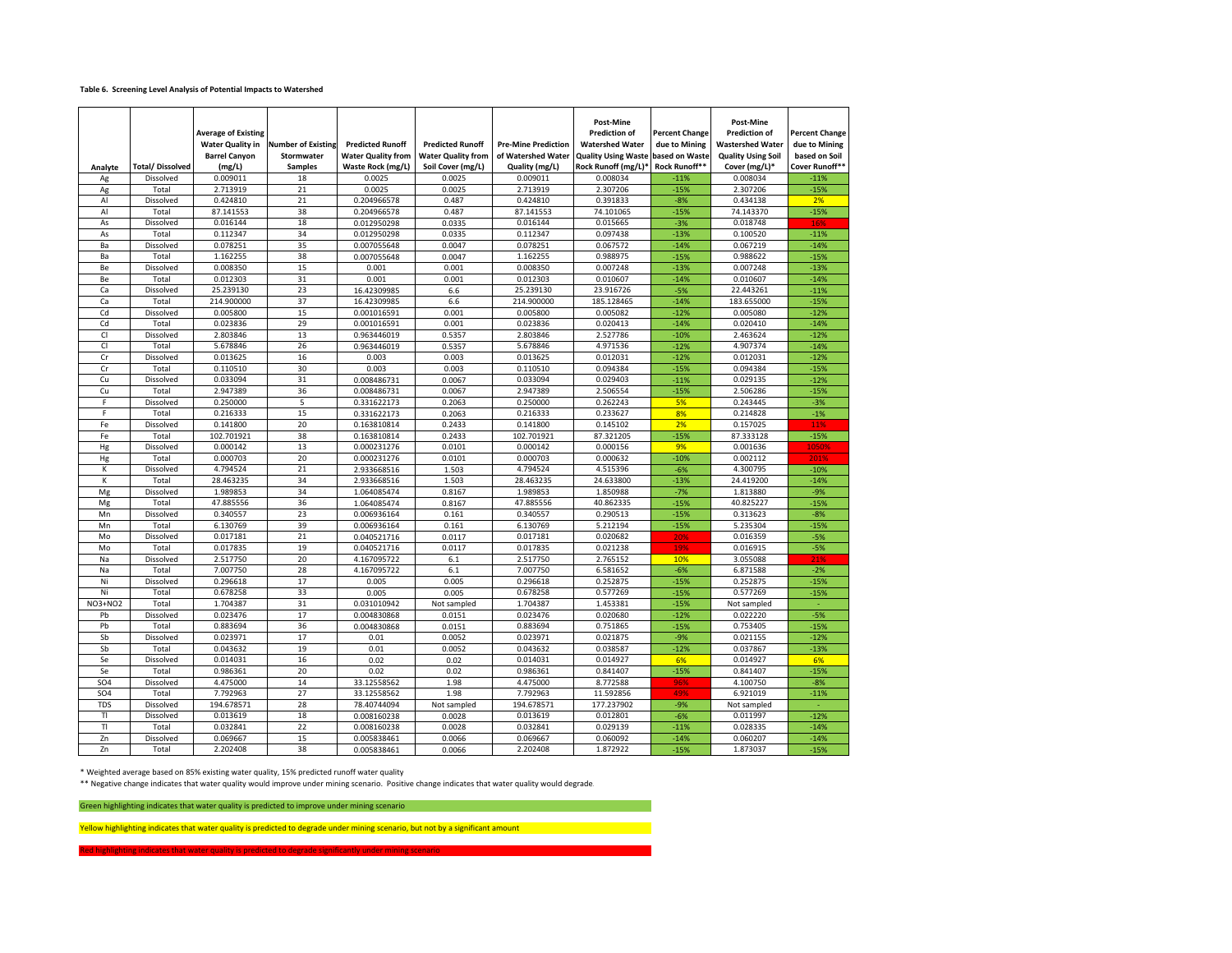**Table 6. Screening Level Analysis of Potential Impacts to Watershed**

| Analyte | Total/ Dissolved | Average of Existing Water Quality in Barrel Canyon (mg/L) | Number of Existing Stormwater Samples | Predicted Runoff Water Quality from Waste Rock (mg/L) | Predicted Runoff Water Quality from Soil Cover (mg/L) | Pre-Mine Prediction of Watershed Water Quality (mg/L) | Post-Mine Prediction of Watershed Water Quality Using Waste Rock Runoff (mg/L)* | Percent Change due to Mining based on Waste Rock Runoff** | Post-Mine Prediction of Wastershed Water Quality Using Soil Cover (mg/L)* | Percent Change due to Mining based on Soil Cover Runoff** |
|---|---|---|---|---|---|---|---|---|---|---|
| Ag | Dissolved | 0.009011 | 18 | 0.0025 | 0.0025 | 0.009011 | 0.008034 | -11% | 0.008034 | -11% |
| Ag | Total | 2.713919 | 21 | 0.0025 | 0.0025 | 2.713919 | 2.307206 | -15% | 2.307206 | -15% |
| Al | Dissolved | 0.424810 | 21 | 0.204966578 | 0.487 | 0.424810 | 0.391833 | -8% | 0.434138 | 2% |
| Al | Total | 87.141553 | 38 | 0.204966578 | 0.487 | 87.141553 | 74.101065 | -15% | 74.143370 | -15% |
| As | Dissolved | 0.016144 | 18 | 0.012950298 | 0.0335 | 0.016144 | 0.015665 | -3% | 0.018748 | 16% |
| As | Total | 0.112347 | 34 | 0.012950298 | 0.0335 | 0.112347 | 0.097438 | -13% | 0.100520 | -11% |
| Ba | Dissolved | 0.078251 | 35 | 0.007055648 | 0.0047 | 0.078251 | 0.067572 | -14% | 0.067219 | -14% |
| Ba | Total | 1.162255 | 38 | 0.007055648 | 0.0047 | 1.162255 | 0.988975 | -15% | 0.988622 | -15% |
| Be | Dissolved | 0.008350 | 15 | 0.001 | 0.001 | 0.008350 | 0.007248 | -13% | 0.007248 | -13% |
| Be | Total | 0.012303 | 31 | 0.001 | 0.001 | 0.012303 | 0.010607 | -14% | 0.010607 | -14% |
| Ca | Dissolved | 25.239130 | 23 | 16.42309985 | 6.6 | 25.239130 | 23.916726 | -5% | 22.443261 | -11% |
| Ca | Total | 214.900000 | 37 | 16.42309985 | 6.6 | 214.900000 | 185.128465 | -14% | 183.655000 | -15% |
| Cd | Dissolved | 0.005800 | 15 | 0.001016591 | 0.001 | 0.005800 | 0.005082 | -12% | 0.005080 | -12% |
| Cd | Total | 0.023836 | 29 | 0.001016591 | 0.001 | 0.023836 | 0.020413 | -14% | 0.020410 | -14% |
| Cl | Dissolved | 2.803846 | 13 | 0.963446019 | 0.5357 | 2.803846 | 2.527786 | -10% | 2.463624 | -12% |
| Cl | Total | 5.678846 | 26 | 0.963446019 | 0.5357 | 5.678846 | 4.971536 | -12% | 4.907374 | -14% |
| Cr | Dissolved | 0.013625 | 16 | 0.003 | 0.003 | 0.013625 | 0.012031 | -12% | 0.012031 | -12% |
| Cr | Total | 0.110510 | 30 | 0.003 | 0.003 | 0.110510 | 0.094384 | -15% | 0.094384 | -15% |
| Cu | Dissolved | 0.033094 | 31 | 0.008486731 | 0.0067 | 0.033094 | 0.029403 | -11% | 0.029135 | -12% |
| Cu | Total | 2.947389 | 36 | 0.008486731 | 0.0067 | 2.947389 | 2.506554 | -15% | 2.506286 | -15% |
| F | Dissolved | 0.250000 | 5 | 0.331622173 | 0.2063 | 0.250000 | 0.262243 | 5% | 0.243445 | -3% |
| F | Total | 0.216333 | 15 | 0.331622173 | 0.2063 | 0.216333 | 0.233627 | 8% | 0.214828 | -1% |
| Fe | Dissolved | 0.141800 | 20 | 0.163810814 | 0.2433 | 0.141800 | 0.145102 | 2% | 0.157025 | 11% |
| Fe | Total | 102.701921 | 38 | 0.163810814 | 0.2433 | 102.701921 | 87.321205 | -15% | 87.333128 | -15% |
| Hg | Dissolved | 0.000142 | 13 | 0.000231276 | 0.0101 | 0.000142 | 0.000156 | 9% | 0.001636 | 1050% |
| Hg | Total | 0.000703 | 20 | 0.000231276 | 0.0101 | 0.000703 | 0.000632 | -10% | 0.002112 | 201% |
| K | Dissolved | 4.794524 | 21 | 2.933668516 | 1.503 | 4.794524 | 4.515396 | -6% | 4.300795 | -10% |
| K | Total | 28.463235 | 34 | 2.933668516 | 1.503 | 28.463235 | 24.633800 | -13% | 24.419200 | -14% |
| Mg | Dissolved | 1.989853 | 34 | 1.064085474 | 0.8167 | 1.989853 | 1.850988 | -7% | 1.813880 | -9% |
| Mg | Total | 47.885556 | 36 | 1.064085474 | 0.8167 | 47.885556 | 40.862335 | -15% | 40.825227 | -15% |
| Mn | Dissolved | 0.340557 | 23 | 0.006936164 | 0.161 | 0.340557 | 0.290513 | -15% | 0.313623 | -8% |
| Mn | Total | 6.130769 | 39 | 0.006936164 | 0.161 | 6.130769 | 5.212194 | -15% | 5.235304 | -15% |
| Mo | Dissolved | 0.017181 | 21 | 0.040521716 | 0.0117 | 0.017181 | 0.020682 | 20% | 0.016359 | -5% |
| Mo | Total | 0.017835 | 19 | 0.040521716 | 0.0117 | 0.017835 | 0.021238 | 19% | 0.016915 | -5% |
| Na | Dissolved | 2.517750 | 20 | 4.167095722 | 6.1 | 2.517750 | 2.765152 | 10% | 3.055088 | 21% |
| Na | Total | 7.007750 | 28 | 4.167095722 | 6.1 | 7.007750 | 6.581652 | -6% | 6.871588 | -2% |
| Ni | Dissolved | 0.296618 | 17 | 0.005 | 0.005 | 0.296618 | 0.252875 | -15% | 0.252875 | -15% |
| Ni | Total | 0.678258 | 33 | 0.005 | 0.005 | 0.678258 | 0.577269 | -15% | 0.577269 | -15% |
| NO3+NO2 | Total | 1.704387 | 31 | 0.031010942 | Not sampled | 1.704387 | 1.453381 | -15% | Not sampled | - |
| Pb | Dissolved | 0.023476 | 17 | 0.004830868 | 0.0151 | 0.023476 | 0.020680 | -12% | 0.022220 | -5% |
| Pb | Total | 0.883694 | 36 | 0.004830868 | 0.0151 | 0.883694 | 0.751865 | -15% | 0.753405 | -15% |
| Sb | Dissolved | 0.023971 | 17 | 0.01 | 0.0052 | 0.023971 | 0.021875 | -9% | 0.021155 | -12% |
| Sb | Total | 0.043632 | 19 | 0.01 | 0.0052 | 0.043632 | 0.038587 | -12% | 0.037867 | -13% |
| Se | Dissolved | 0.014031 | 16 | 0.02 | 0.02 | 0.014031 | 0.014927 | 6% | 0.014927 | 6% |
| Se | Total | 0.986361 | 20 | 0.02 | 0.02 | 0.986361 | 0.841407 | -15% | 0.841407 | -15% |
| SO4 | Dissolved | 4.475000 | 14 | 33.12558562 | 1.98 | 4.475000 | 8.772588 | 96% | 4.100750 | -8% |
| SO4 | Total | 7.792963 | 27 | 33.12558562 | 1.98 | 7.792963 | 11.592856 | 49% | 6.921019 | -11% |
| TDS | Dissolved | 194.678571 | 28 | 78.40744094 | Not sampled | 194.678571 | 177.237902 | -9% | Not sampled | - |
| Tl | Dissolved | 0.013619 | 18 | 0.008160238 | 0.0028 | 0.013619 | 0.012801 | -6% | 0.011997 | -12% |
| Tl | Total | 0.032841 | 22 | 0.008160238 | 0.0028 | 0.032841 | 0.029139 | -11% | 0.028335 | -14% |
| Zn | Dissolved | 0.069667 | 15 | 0.005838461 | 0.0066 | 0.069667 | 0.060092 | -14% | 0.060207 | -14% |
| Zn | Total | 2.202408 | 38 | 0.005838461 | 0.0066 | 2.202408 | 1.872922 | -15% | 1.873037 | -15% |

\* Weighted average based on 85% existing water quality, 15% predicted runoff water quality

\*\* Negative change indicates that water quality would improve under mining scenario. Positive change indicates that water quality would degrade.

Green highlighting indicates that water quality is predicted to improve under mining scenario

Yellow highlighting indicates that water quality is predicted to degrade under mining scenario, but not by a significant amount

Red highlighting indicates that water quality is predicted to degrade significantly under mining scenario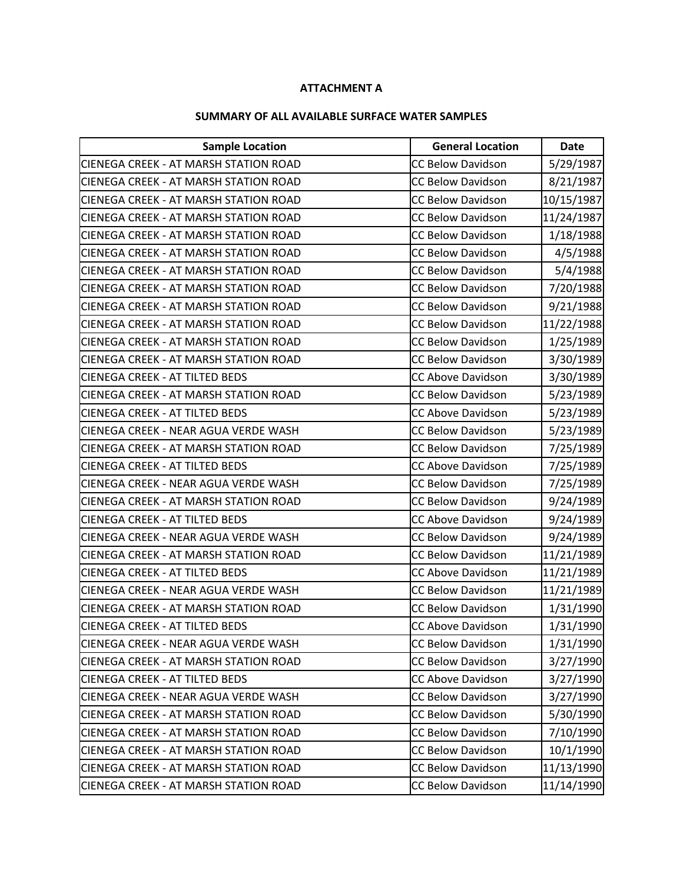**ATTACHMENT A**

**SUMMARY OF ALL AVAILABLE SURFACE WATER SAMPLES**

| Sample Location | General Location | Date |
|---|---|---|
| CIENEGA CREEK - AT MARSH STATION ROAD | CC Below Davidson | 5/29/1987 |
| CIENEGA CREEK - AT MARSH STATION ROAD | CC Below Davidson | 8/21/1987 |
| CIENEGA CREEK - AT MARSH STATION ROAD | CC Below Davidson | 10/15/1987 |
| CIENEGA CREEK - AT MARSH STATION ROAD | CC Below Davidson | 11/24/1987 |
| CIENEGA CREEK - AT MARSH STATION ROAD | CC Below Davidson | 1/18/1988 |
| CIENEGA CREEK - AT MARSH STATION ROAD | CC Below Davidson | 4/5/1988 |
| CIENEGA CREEK - AT MARSH STATION ROAD | CC Below Davidson | 5/4/1988 |
| CIENEGA CREEK - AT MARSH STATION ROAD | CC Below Davidson | 7/20/1988 |
| CIENEGA CREEK - AT MARSH STATION ROAD | CC Below Davidson | 9/21/1988 |
| CIENEGA CREEK - AT MARSH STATION ROAD | CC Below Davidson | 11/22/1988 |
| CIENEGA CREEK - AT MARSH STATION ROAD | CC Below Davidson | 1/25/1989 |
| CIENEGA CREEK - AT MARSH STATION ROAD | CC Below Davidson | 3/30/1989 |
| CIENEGA CREEK - AT TILTED BEDS | CC Above Davidson | 3/30/1989 |
| CIENEGA CREEK - AT MARSH STATION ROAD | CC Below Davidson | 5/23/1989 |
| CIENEGA CREEK - AT TILTED BEDS | CC Above Davidson | 5/23/1989 |
| CIENEGA CREEK - NEAR AGUA VERDE WASH | CC Below Davidson | 5/23/1989 |
| CIENEGA CREEK - AT MARSH STATION ROAD | CC Below Davidson | 7/25/1989 |
| CIENEGA CREEK - AT TILTED BEDS | CC Above Davidson | 7/25/1989 |
| CIENEGA CREEK - NEAR AGUA VERDE WASH | CC Below Davidson | 7/25/1989 |
| CIENEGA CREEK - AT MARSH STATION ROAD | CC Below Davidson | 9/24/1989 |
| CIENEGA CREEK - AT TILTED BEDS | CC Above Davidson | 9/24/1989 |
| CIENEGA CREEK - NEAR AGUA VERDE WASH | CC Below Davidson | 9/24/1989 |
| CIENEGA CREEK - AT MARSH STATION ROAD | CC Below Davidson | 11/21/1989 |
| CIENEGA CREEK - AT TILTED BEDS | CC Above Davidson | 11/21/1989 |
| CIENEGA CREEK - NEAR AGUA VERDE WASH | CC Below Davidson | 11/21/1989 |
| CIENEGA CREEK - AT MARSH STATION ROAD | CC Below Davidson | 1/31/1990 |
| CIENEGA CREEK - AT TILTED BEDS | CC Above Davidson | 1/31/1990 |
| CIENEGA CREEK - NEAR AGUA VERDE WASH | CC Below Davidson | 1/31/1990 |
| CIENEGA CREEK - AT MARSH STATION ROAD | CC Below Davidson | 3/27/1990 |
| CIENEGA CREEK - AT TILTED BEDS | CC Above Davidson | 3/27/1990 |
| CIENEGA CREEK - NEAR AGUA VERDE WASH | CC Below Davidson | 3/27/1990 |
| CIENEGA CREEK - AT MARSH STATION ROAD | CC Below Davidson | 5/30/1990 |
| CIENEGA CREEK - AT MARSH STATION ROAD | CC Below Davidson | 7/10/1990 |
| CIENEGA CREEK - AT MARSH STATION ROAD | CC Below Davidson | 10/1/1990 |
| CIENEGA CREEK - AT MARSH STATION ROAD | CC Below Davidson | 11/13/1990 |
| CIENEGA CREEK - AT MARSH STATION ROAD | CC Below Davidson | 11/14/1990 |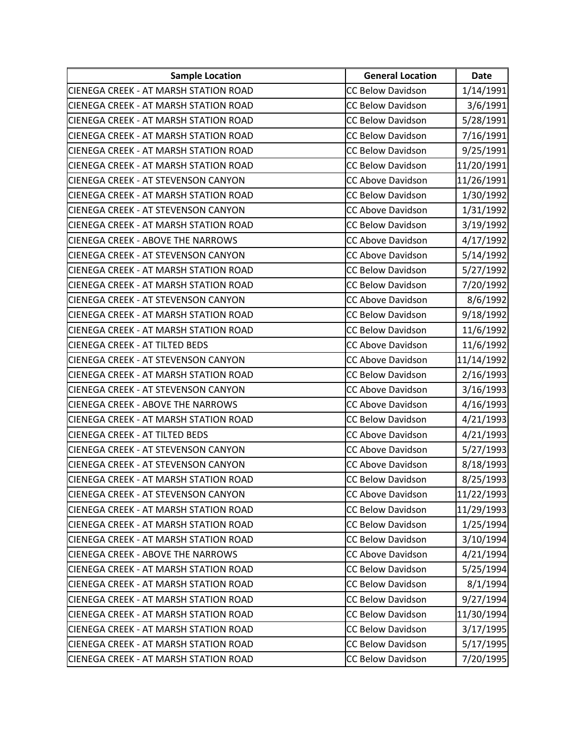| Sample Location | General Location | Date |
|---|---|---|
| CIENEGA CREEK - AT MARSH STATION ROAD | CC Below Davidson | 1/14/1991 |
| CIENEGA CREEK - AT MARSH STATION ROAD | CC Below Davidson | 3/6/1991 |
| CIENEGA CREEK - AT MARSH STATION ROAD | CC Below Davidson | 5/28/1991 |
| CIENEGA CREEK - AT MARSH STATION ROAD | CC Below Davidson | 7/16/1991 |
| CIENEGA CREEK - AT MARSH STATION ROAD | CC Below Davidson | 9/25/1991 |
| CIENEGA CREEK - AT MARSH STATION ROAD | CC Below Davidson | 11/20/1991 |
| CIENEGA CREEK - AT STEVENSON CANYON | CC Above Davidson | 11/26/1991 |
| CIENEGA CREEK - AT MARSH STATION ROAD | CC Below Davidson | 1/30/1992 |
| CIENEGA CREEK - AT STEVENSON CANYON | CC Above Davidson | 1/31/1992 |
| CIENEGA CREEK - AT MARSH STATION ROAD | CC Below Davidson | 3/19/1992 |
| CIENEGA CREEK - ABOVE THE NARROWS | CC Above Davidson | 4/17/1992 |
| CIENEGA CREEK - AT STEVENSON CANYON | CC Above Davidson | 5/14/1992 |
| CIENEGA CREEK - AT MARSH STATION ROAD | CC Below Davidson | 5/27/1992 |
| CIENEGA CREEK - AT MARSH STATION ROAD | CC Below Davidson | 7/20/1992 |
| CIENEGA CREEK - AT STEVENSON CANYON | CC Above Davidson | 8/6/1992 |
| CIENEGA CREEK - AT MARSH STATION ROAD | CC Below Davidson | 9/18/1992 |
| CIENEGA CREEK - AT MARSH STATION ROAD | CC Below Davidson | 11/6/1992 |
| CIENEGA CREEK - AT TILTED BEDS | CC Above Davidson | 11/6/1992 |
| CIENEGA CREEK - AT STEVENSON CANYON | CC Above Davidson | 11/14/1992 |
| CIENEGA CREEK - AT MARSH STATION ROAD | CC Below Davidson | 2/16/1993 |
| CIENEGA CREEK - AT STEVENSON CANYON | CC Above Davidson | 3/16/1993 |
| CIENEGA CREEK - ABOVE THE NARROWS | CC Above Davidson | 4/16/1993 |
| CIENEGA CREEK - AT MARSH STATION ROAD | CC Below Davidson | 4/21/1993 |
| CIENEGA CREEK - AT TILTED BEDS | CC Above Davidson | 4/21/1993 |
| CIENEGA CREEK - AT STEVENSON CANYON | CC Above Davidson | 5/27/1993 |
| CIENEGA CREEK - AT STEVENSON CANYON | CC Above Davidson | 8/18/1993 |
| CIENEGA CREEK - AT MARSH STATION ROAD | CC Below Davidson | 8/25/1993 |
| CIENEGA CREEK - AT STEVENSON CANYON | CC Above Davidson | 11/22/1993 |
| CIENEGA CREEK - AT MARSH STATION ROAD | CC Below Davidson | 11/29/1993 |
| CIENEGA CREEK - AT MARSH STATION ROAD | CC Below Davidson | 1/25/1994 |
| CIENEGA CREEK - AT MARSH STATION ROAD | CC Below Davidson | 3/10/1994 |
| CIENEGA CREEK - ABOVE THE NARROWS | CC Above Davidson | 4/21/1994 |
| CIENEGA CREEK - AT MARSH STATION ROAD | CC Below Davidson | 5/25/1994 |
| CIENEGA CREEK - AT MARSH STATION ROAD | CC Below Davidson | 8/1/1994 |
| CIENEGA CREEK - AT MARSH STATION ROAD | CC Below Davidson | 9/27/1994 |
| CIENEGA CREEK - AT MARSH STATION ROAD | CC Below Davidson | 11/30/1994 |
| CIENEGA CREEK - AT MARSH STATION ROAD | CC Below Davidson | 3/17/1995 |
| CIENEGA CREEK - AT MARSH STATION ROAD | CC Below Davidson | 5/17/1995 |
| CIENEGA CREEK - AT MARSH STATION ROAD | CC Below Davidson | 7/20/1995 |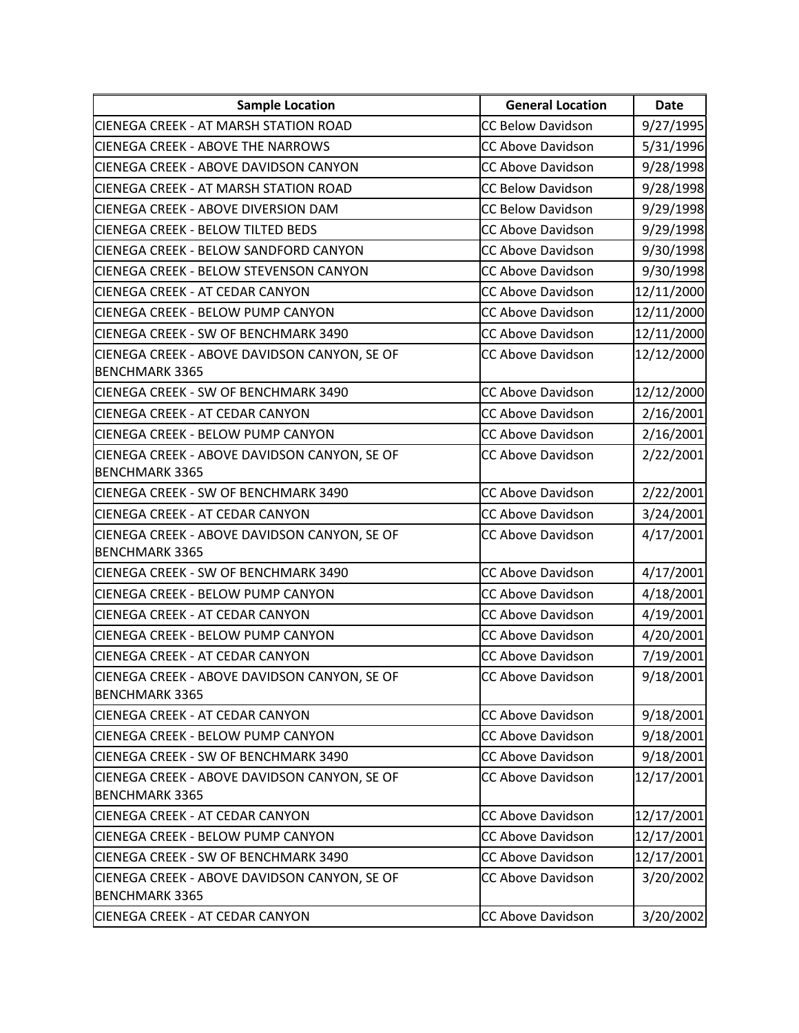| Sample Location | General Location | Date |
|---|---|---|
| CIENEGA CREEK - AT MARSH STATION ROAD | CC Below Davidson | 9/27/1995 |
| CIENEGA CREEK - ABOVE THE NARROWS | CC Above Davidson | 5/31/1996 |
| CIENEGA CREEK - ABOVE DAVIDSON CANYON | CC Above Davidson | 9/28/1998 |
| CIENEGA CREEK - AT MARSH STATION ROAD | CC Below Davidson | 9/28/1998 |
| CIENEGA CREEK - ABOVE DIVERSION DAM | CC Below Davidson | 9/29/1998 |
| CIENEGA CREEK - BELOW TILTED BEDS | CC Above Davidson | 9/29/1998 |
| CIENEGA CREEK - BELOW SANDFORD CANYON | CC Above Davidson | 9/30/1998 |
| CIENEGA CREEK - BELOW STEVENSON CANYON | CC Above Davidson | 9/30/1998 |
| CIENEGA CREEK - AT CEDAR CANYON | CC Above Davidson | 12/11/2000 |
| CIENEGA CREEK - BELOW PUMP CANYON | CC Above Davidson | 12/11/2000 |
| CIENEGA CREEK - SW OF BENCHMARK 3490 | CC Above Davidson | 12/11/2000 |
| CIENEGA CREEK - ABOVE DAVIDSON CANYON, SE OF BENCHMARK 3365 | CC Above Davidson | 12/12/2000 |
| CIENEGA CREEK - SW OF BENCHMARK 3490 | CC Above Davidson | 12/12/2000 |
| CIENEGA CREEK - AT CEDAR CANYON | CC Above Davidson | 2/16/2001 |
| CIENEGA CREEK - BELOW PUMP CANYON | CC Above Davidson | 2/16/2001 |
| CIENEGA CREEK - ABOVE DAVIDSON CANYON, SE OF BENCHMARK 3365 | CC Above Davidson | 2/22/2001 |
| CIENEGA CREEK - SW OF BENCHMARK 3490 | CC Above Davidson | 2/22/2001 |
| CIENEGA CREEK - AT CEDAR CANYON | CC Above Davidson | 3/24/2001 |
| CIENEGA CREEK - ABOVE DAVIDSON CANYON, SE OF BENCHMARK 3365 | CC Above Davidson | 4/17/2001 |
| CIENEGA CREEK - SW OF BENCHMARK 3490 | CC Above Davidson | 4/17/2001 |
| CIENEGA CREEK - BELOW PUMP CANYON | CC Above Davidson | 4/18/2001 |
| CIENEGA CREEK - AT CEDAR CANYON | CC Above Davidson | 4/19/2001 |
| CIENEGA CREEK - BELOW PUMP CANYON | CC Above Davidson | 4/20/2001 |
| CIENEGA CREEK - AT CEDAR CANYON | CC Above Davidson | 7/19/2001 |
| CIENEGA CREEK - ABOVE DAVIDSON CANYON, SE OF BENCHMARK 3365 | CC Above Davidson | 9/18/2001 |
| CIENEGA CREEK - AT CEDAR CANYON | CC Above Davidson | 9/18/2001 |
| CIENEGA CREEK - BELOW PUMP CANYON | CC Above Davidson | 9/18/2001 |
| CIENEGA CREEK - SW OF BENCHMARK 3490 | CC Above Davidson | 9/18/2001 |
| CIENEGA CREEK - ABOVE DAVIDSON CANYON, SE OF BENCHMARK 3365 | CC Above Davidson | 12/17/2001 |
| CIENEGA CREEK - AT CEDAR CANYON | CC Above Davidson | 12/17/2001 |
| CIENEGA CREEK - BELOW PUMP CANYON | CC Above Davidson | 12/17/2001 |
| CIENEGA CREEK - SW OF BENCHMARK 3490 | CC Above Davidson | 12/17/2001 |
| CIENEGA CREEK - ABOVE DAVIDSON CANYON, SE OF BENCHMARK 3365 | CC Above Davidson | 3/20/2002 |
| CIENEGA CREEK - AT CEDAR CANYON | CC Above Davidson | 3/20/2002 |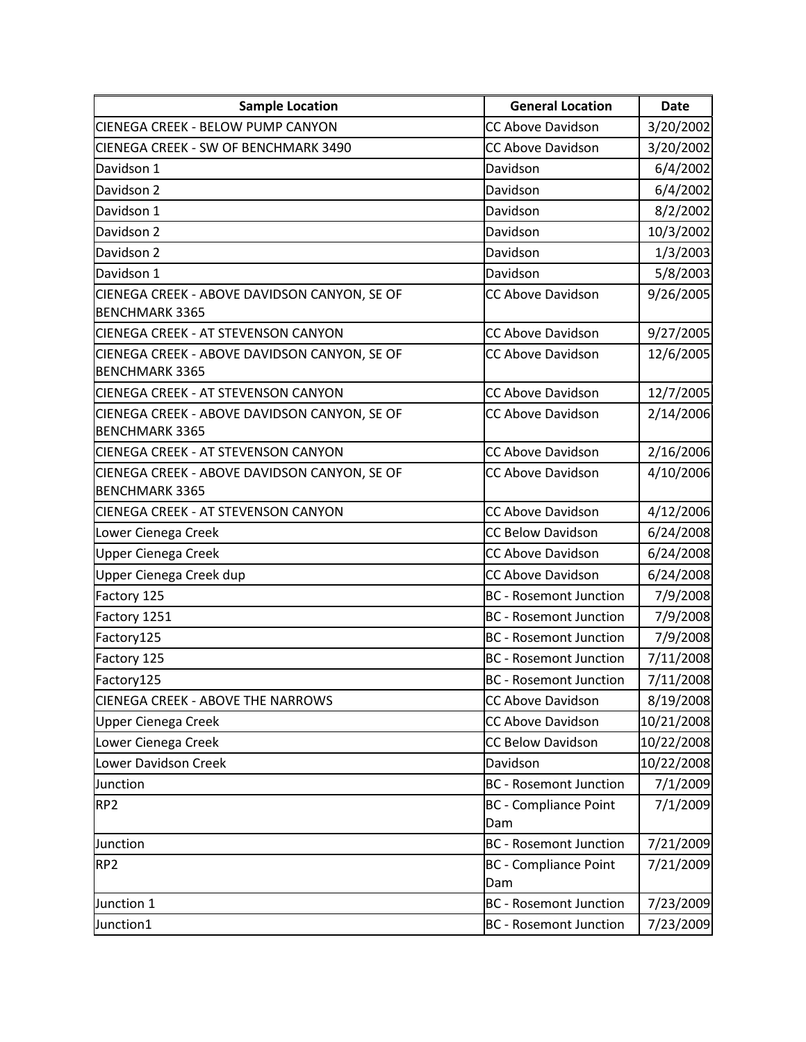| Sample Location | General Location | Date |
| --- | --- | --- |
| CIENEGA CREEK - BELOW PUMP CANYON | CC Above Davidson | 3/20/2002 |
| CIENEGA CREEK - SW OF BENCHMARK 3490 | CC Above Davidson | 3/20/2002 |
| Davidson 1 | Davidson | 6/4/2002 |
| Davidson 2 | Davidson | 6/4/2002 |
| Davidson 1 | Davidson | 8/2/2002 |
| Davidson 2 | Davidson | 10/3/2002 |
| Davidson 2 | Davidson | 1/3/2003 |
| Davidson 1 | Davidson | 5/8/2003 |
| CIENEGA CREEK - ABOVE DAVIDSON CANYON, SE OF BENCHMARK 3365 | CC Above Davidson | 9/26/2005 |
| CIENEGA CREEK - AT STEVENSON CANYON | CC Above Davidson | 9/27/2005 |
| CIENEGA CREEK - ABOVE DAVIDSON CANYON, SE OF BENCHMARK 3365 | CC Above Davidson | 12/6/2005 |
| CIENEGA CREEK - AT STEVENSON CANYON | CC Above Davidson | 12/7/2005 |
| CIENEGA CREEK - ABOVE DAVIDSON CANYON, SE OF BENCHMARK 3365 | CC Above Davidson | 2/14/2006 |
| CIENEGA CREEK - AT STEVENSON CANYON | CC Above Davidson | 2/16/2006 |
| CIENEGA CREEK - ABOVE DAVIDSON CANYON, SE OF BENCHMARK 3365 | CC Above Davidson | 4/10/2006 |
| CIENEGA CREEK - AT STEVENSON CANYON | CC Above Davidson | 4/12/2006 |
| Lower Cienega Creek | CC Below Davidson | 6/24/2008 |
| Upper Cienega Creek | CC Above Davidson | 6/24/2008 |
| Upper Cienega Creek dup | CC Above Davidson | 6/24/2008 |
| Factory 125 | BC - Rosemont Junction | 7/9/2008 |
| Factory 1251 | BC - Rosemont Junction | 7/9/2008 |
| Factory125 | BC - Rosemont Junction | 7/9/2008 |
| Factory 125 | BC - Rosemont Junction | 7/11/2008 |
| Factory125 | BC - Rosemont Junction | 7/11/2008 |
| CIENEGA CREEK - ABOVE THE NARROWS | CC Above Davidson | 8/19/2008 |
| Upper Cienega Creek | CC Above Davidson | 10/21/2008 |
| Lower Cienega Creek | CC Below Davidson | 10/22/2008 |
| Lower Davidson Creek | Davidson | 10/22/2008 |
| Junction | BC - Rosemont Junction | 7/1/2009 |
| RP2 | BC - Compliance Point Dam | 7/1/2009 |
| Junction | BC - Rosemont Junction | 7/21/2009 |
| RP2 | BC - Compliance Point Dam | 7/21/2009 |
| Junction 1 | BC - Rosemont Junction | 7/23/2009 |
| Junction1 | BC - Rosemont Junction | 7/23/2009 |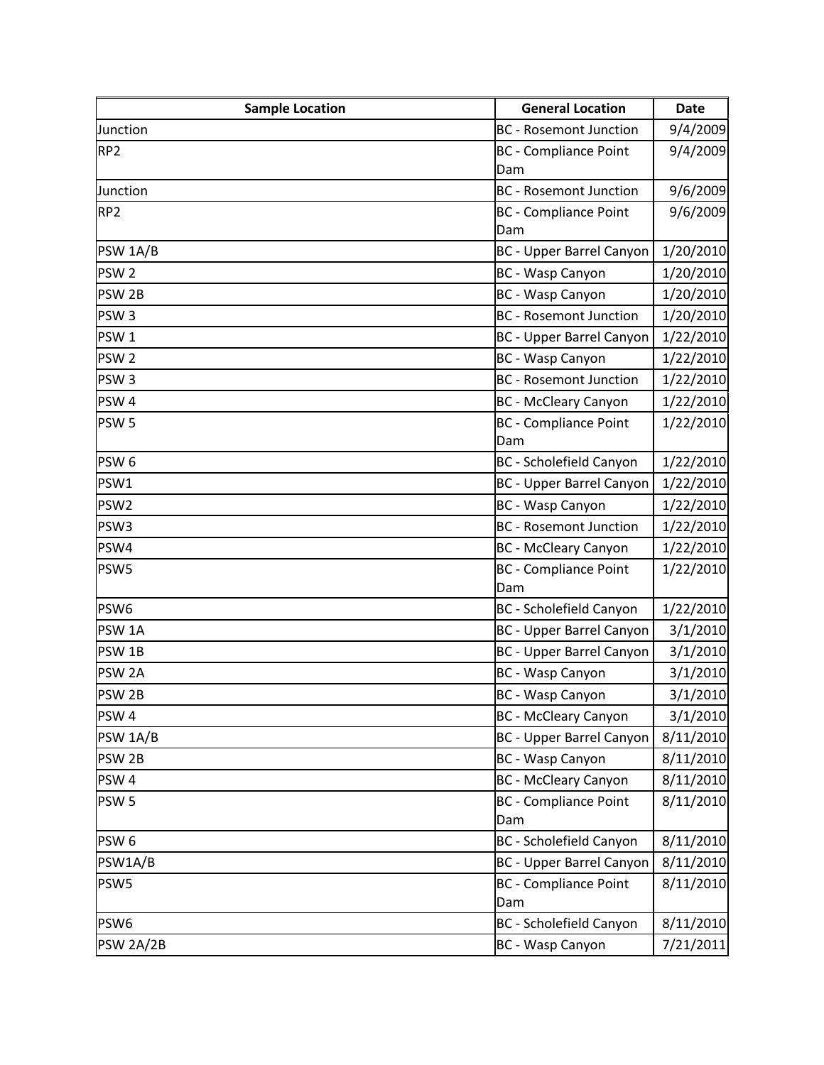| Sample Location | General Location | Date |
| --- | --- | --- |
| Junction | BC - Rosemont Junction | 9/4/2009 |
| RP2 | BC - Compliance Point Dam | 9/4/2009 |
| Junction | BC - Rosemont Junction | 9/6/2009 |
| RP2 | BC - Compliance Point Dam | 9/6/2009 |
| PSW 1A/B | BC - Upper Barrel Canyon | 1/20/2010 |
| PSW 2 | BC - Wasp Canyon | 1/20/2010 |
| PSW 2B | BC - Wasp Canyon | 1/20/2010 |
| PSW 3 | BC - Rosemont Junction | 1/20/2010 |
| PSW 1 | BC - Upper Barrel Canyon | 1/22/2010 |
| PSW 2 | BC - Wasp Canyon | 1/22/2010 |
| PSW 3 | BC - Rosemont Junction | 1/22/2010 |
| PSW 4 | BC - McCleary Canyon | 1/22/2010 |
| PSW 5 | BC - Compliance Point Dam | 1/22/2010 |
| PSW 6 | BC - Scholefield Canyon | 1/22/2010 |
| PSW1 | BC - Upper Barrel Canyon | 1/22/2010 |
| PSW2 | BC - Wasp Canyon | 1/22/2010 |
| PSW3 | BC - Rosemont Junction | 1/22/2010 |
| PSW4 | BC - McCleary Canyon | 1/22/2010 |
| PSW5 | BC - Compliance Point Dam | 1/22/2010 |
| PSW6 | BC - Scholefield Canyon | 1/22/2010 |
| PSW 1A | BC - Upper Barrel Canyon | 3/1/2010 |
| PSW 1B | BC - Upper Barrel Canyon | 3/1/2010 |
| PSW 2A | BC - Wasp Canyon | 3/1/2010 |
| PSW 2B | BC - Wasp Canyon | 3/1/2010 |
| PSW 4 | BC - McCleary Canyon | 3/1/2010 |
| PSW 1A/B | BC - Upper Barrel Canyon | 8/11/2010 |
| PSW 2B | BC - Wasp Canyon | 8/11/2010 |
| PSW 4 | BC - McCleary Canyon | 8/11/2010 |
| PSW 5 | BC - Compliance Point Dam | 8/11/2010 |
| PSW 6 | BC - Scholefield Canyon | 8/11/2010 |
| PSW1A/B | BC - Upper Barrel Canyon | 8/11/2010 |
| PSW5 | BC - Compliance Point Dam | 8/11/2010 |
| PSW6 | BC - Scholefield Canyon | 8/11/2010 |
| PSW 2A/2B | BC - Wasp Canyon | 7/21/2011 |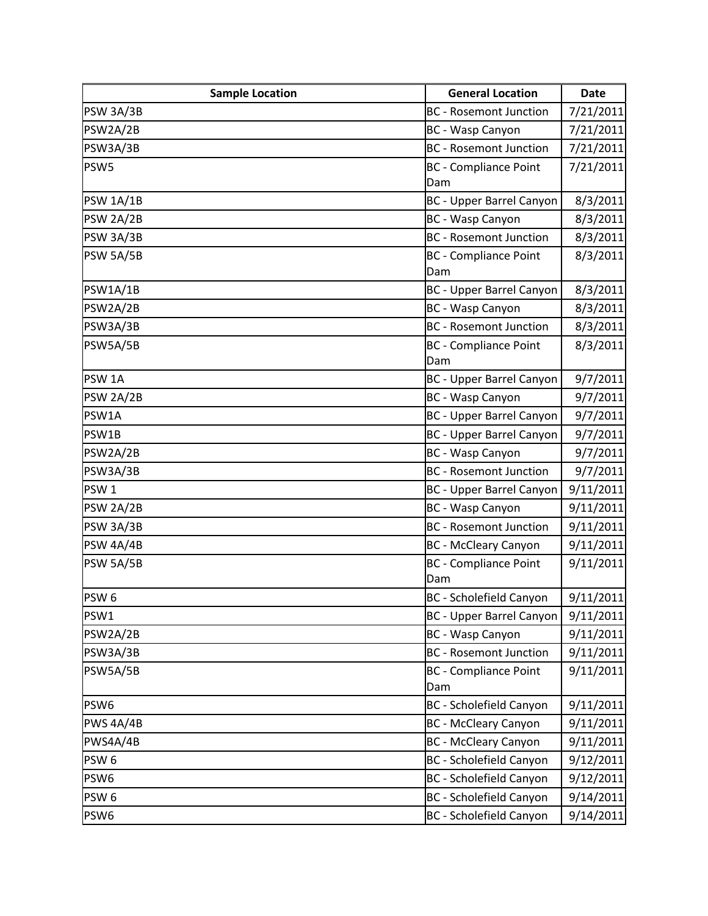| Sample Location | General Location | Date |
|---|---|---|
| PSW 3A/3B | BC - Rosemont Junction | 7/21/2011 |
| PSW2A/2B | BC - Wasp Canyon | 7/21/2011 |
| PSW3A/3B | BC - Rosemont Junction | 7/21/2011 |
| PSW5 | BC - Compliance Point Dam | 7/21/2011 |
| PSW 1A/1B | BC - Upper Barrel Canyon | 8/3/2011 |
| PSW 2A/2B | BC - Wasp Canyon | 8/3/2011 |
| PSW 3A/3B | BC - Rosemont Junction | 8/3/2011 |
| PSW 5A/5B | BC - Compliance Point Dam | 8/3/2011 |
| PSW1A/1B | BC - Upper Barrel Canyon | 8/3/2011 |
| PSW2A/2B | BC - Wasp Canyon | 8/3/2011 |
| PSW3A/3B | BC - Rosemont Junction | 8/3/2011 |
| PSW5A/5B | BC - Compliance Point Dam | 8/3/2011 |
| PSW 1A | BC - Upper Barrel Canyon | 9/7/2011 |
| PSW 2A/2B | BC - Wasp Canyon | 9/7/2011 |
| PSW1A | BC - Upper Barrel Canyon | 9/7/2011 |
| PSW1B | BC - Upper Barrel Canyon | 9/7/2011 |
| PSW2A/2B | BC - Wasp Canyon | 9/7/2011 |
| PSW3A/3B | BC - Rosemont Junction | 9/7/2011 |
| PSW 1 | BC - Upper Barrel Canyon | 9/11/2011 |
| PSW 2A/2B | BC - Wasp Canyon | 9/11/2011 |
| PSW 3A/3B | BC - Rosemont Junction | 9/11/2011 |
| PSW 4A/4B | BC - McCleary Canyon | 9/11/2011 |
| PSW 5A/5B | BC - Compliance Point Dam | 9/11/2011 |
| PSW 6 | BC - Scholefield Canyon | 9/11/2011 |
| PSW1 | BC - Upper Barrel Canyon | 9/11/2011 |
| PSW2A/2B | BC - Wasp Canyon | 9/11/2011 |
| PSW3A/3B | BC - Rosemont Junction | 9/11/2011 |
| PSW5A/5B | BC - Compliance Point Dam | 9/11/2011 |
| PSW6 | BC - Scholefield Canyon | 9/11/2011 |
| PWS 4A/4B | BC - McCleary Canyon | 9/11/2011 |
| PWS4A/4B | BC - McCleary Canyon | 9/11/2011 |
| PSW 6 | BC - Scholefield Canyon | 9/12/2011 |
| PSW6 | BC - Scholefield Canyon | 9/12/2011 |
| PSW 6 | BC - Scholefield Canyon | 9/14/2011 |
| PSW6 | BC - Scholefield Canyon | 9/14/2011 |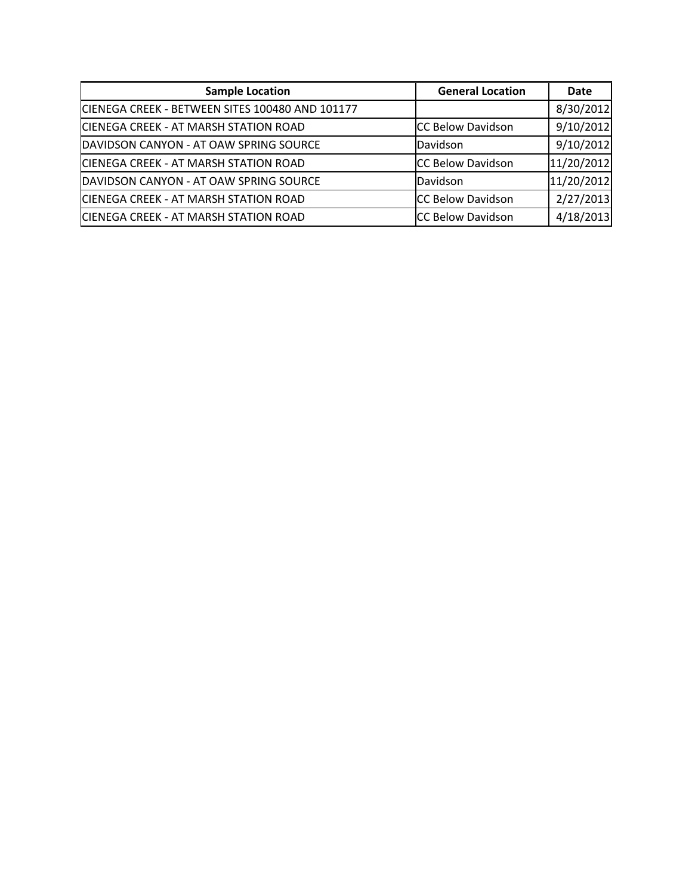| Sample Location | General Location | Date |
|---|---|---|
| CIENEGA CREEK - BETWEEN SITES 100480 AND 101177 | | 8/30/2012 |
| CIENEGA CREEK - AT MARSH STATION ROAD | CC Below Davidson | 9/10/2012 |
| DAVIDSON CANYON - AT OAW SPRING SOURCE | Davidson | 9/10/2012 |
| CIENEGA CREEK - AT MARSH STATION ROAD | CC Below Davidson | 11/20/2012 |
| DAVIDSON CANYON - AT OAW SPRING SOURCE | Davidson | 11/20/2012 |
| CIENEGA CREEK - AT MARSH STATION ROAD | CC Below Davidson | 2/27/2013 |
| CIENEGA CREEK - AT MARSH STATION ROAD | CC Below Davidson | 4/18/2013 |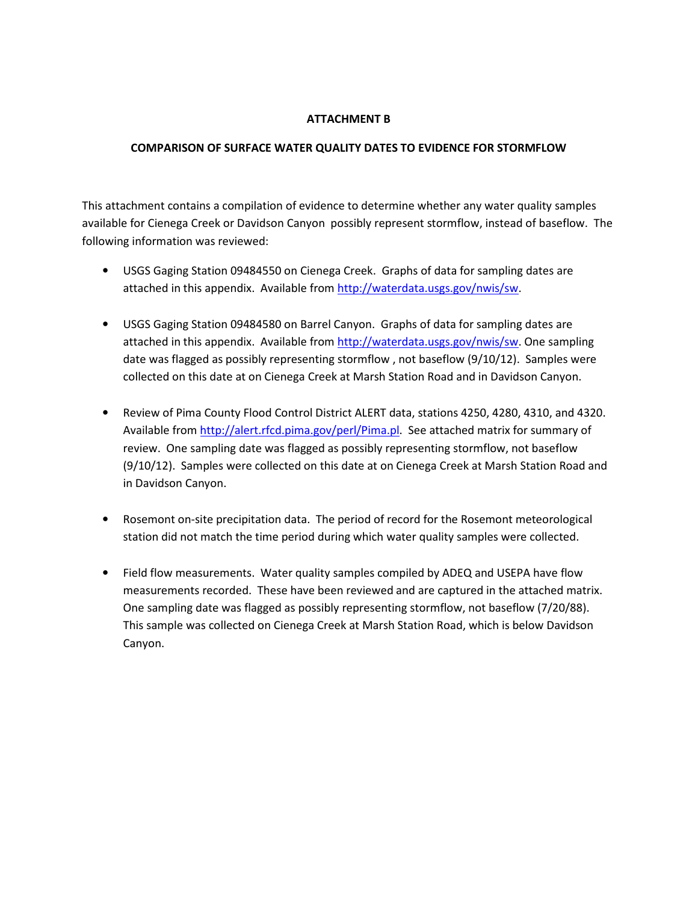**ATTACHMENT B**

**COMPARISON OF SURFACE WATER QUALITY DATES TO EVIDENCE FOR STORMFLOW**

This attachment contains a compilation of evidence to determine whether any water quality samples available for Cienega Creek or Davidson Canyon possibly represent stormflow, instead of baseflow. The following information was reviewed:

- USGS Gaging Station 09484550 on Cienega Creek. Graphs of data for sampling dates are attached in this appendix. Available from http://waterdata.usgs.gov/nwis/sw.

- USGS Gaging Station 09484580 on Barrel Canyon. Graphs of data for sampling dates are attached in this appendix. Available from http://waterdata.usgs.gov/nwis/sw. One sampling date was flagged as possibly representing stormflow , not baseflow (9/10/12). Samples were collected on this date at on Cienega Creek at Marsh Station Road and in Davidson Canyon.

- Review of Pima County Flood Control District ALERT data, stations 4250, 4280, 4310, and 4320. Available from http://alert.rfcd.pima.gov/perl/Pima.pl. See attached matrix for summary of review. One sampling date was flagged as possibly representing stormflow, not baseflow (9/10/12). Samples were collected on this date at on Cienega Creek at Marsh Station Road and in Davidson Canyon.

- Rosemont on-site precipitation data. The period of record for the Rosemont meteorological station did not match the time period during which water quality samples were collected.

- Field flow measurements. Water quality samples compiled by ADEQ and USEPA have flow measurements recorded. These have been reviewed and are captured in the attached matrix. One sampling date was flagged as possibly representing stormflow, not baseflow (7/20/88). This sample was collected on Cienega Creek at Marsh Station Road, which is below Davidson Canyon.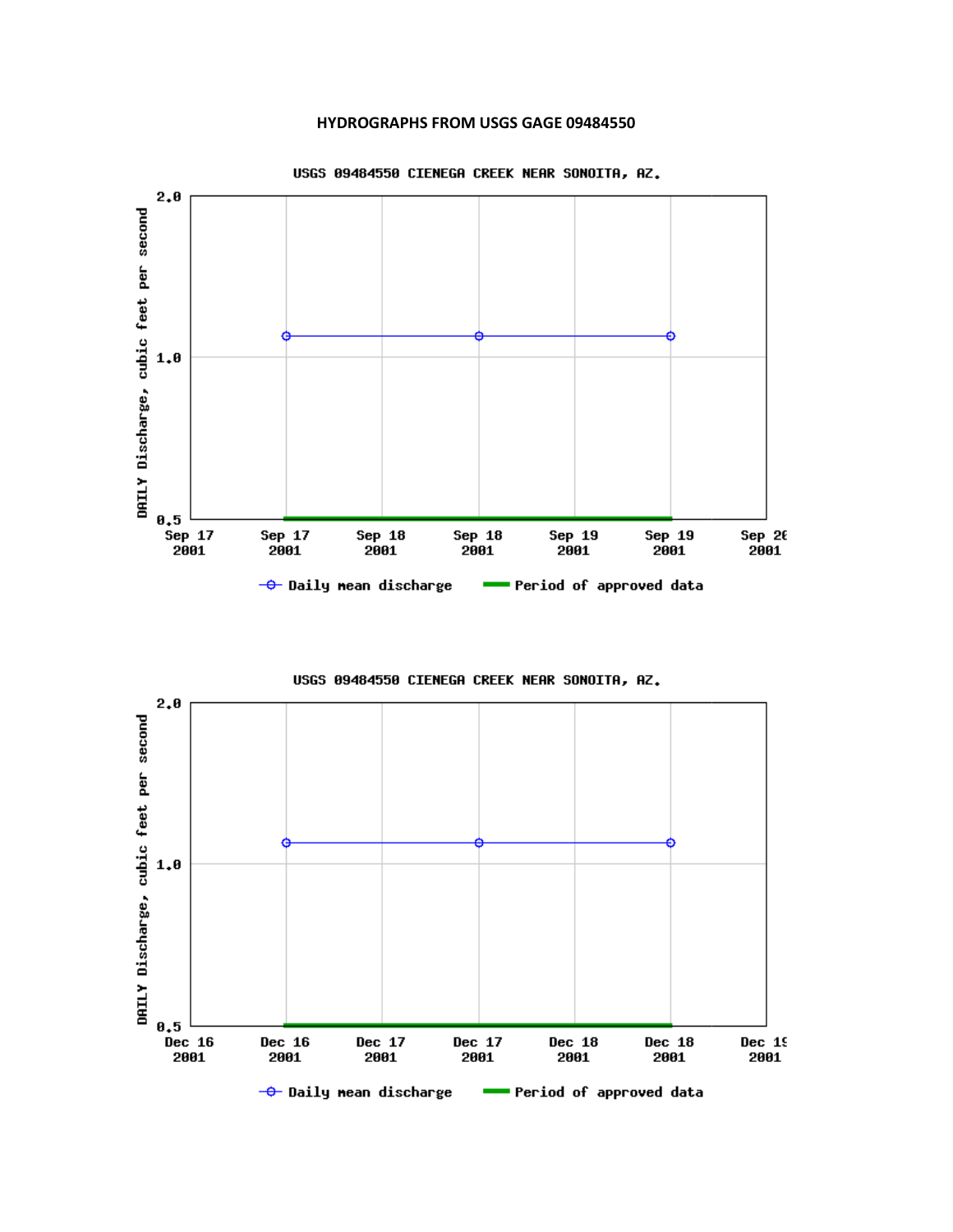# HYDROGRAPHS FROM USGS GAGE 09484550

USGS 09484550 CIENEGA CREEK NEAR SONOITA, AZ.

DAILY Discharge, cubic feet per second

2.0

1.0

0.5

Sep 17 2001 | Sep 17 2001 | Sep 18 2001 | Sep 18 2001 | Sep 19 2001 | Sep 19 2001 | Sep 20 2001

Daily mean discharge — Period of approved data

USGS 09484550 CIENEGA CREEK NEAR SONOITA, AZ.

DAILY Discharge, cubic feet per second

2.0

1.0

0.5

Dec 16 2001 | Dec 16 2001 | Dec 17 2001 | Dec 17 2001 | Dec 18 2001 | Dec 18 2001 | Dec 19 2001

Daily mean discharge — Period of approved data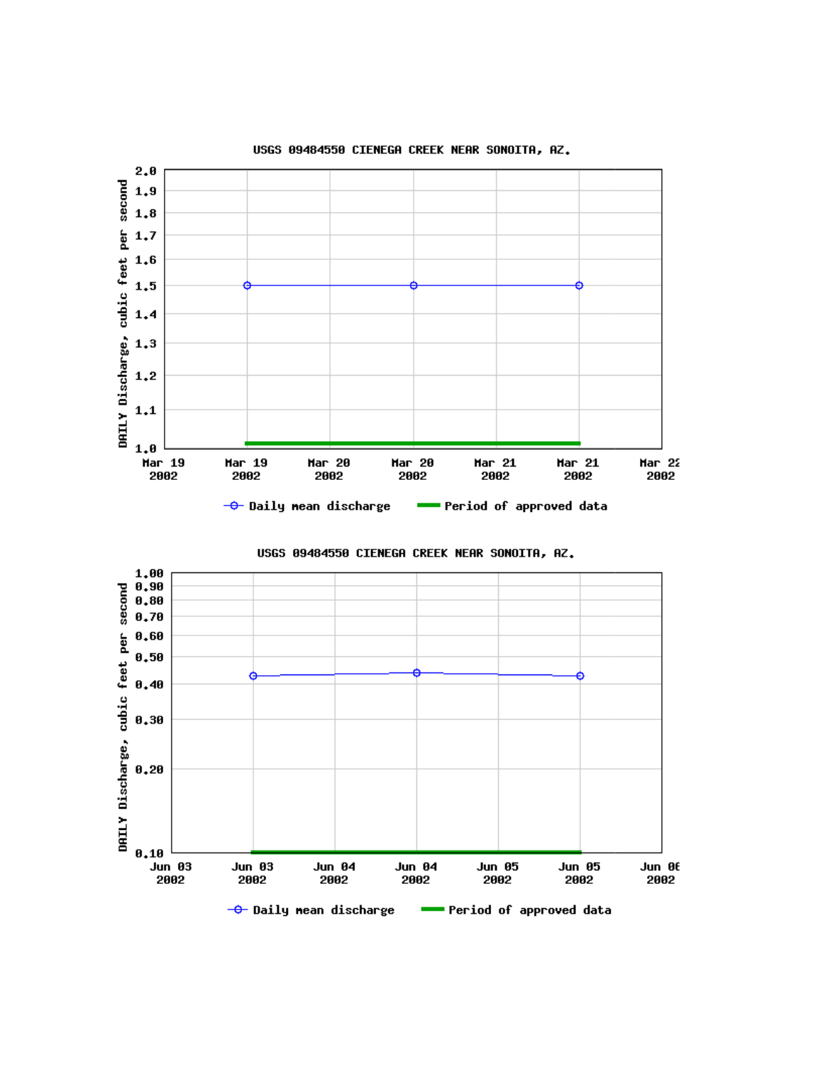USGS 09484550 CIENEGA CREEK NEAR SONOITA, AZ.

DAILY Discharge, cubic feet per second

2.0
1.9
1.8
1.7
1.6
1.5
1.4
1.3
1.2
1.1
1.0

Mar 19 2002 | Mar 19 2002 | Mar 20 2002 | Mar 20 2002 | Mar 21 2002 | Mar 21 2002 | Mar 22 2002

Daily mean discharge — Period of approved data

USGS 09484550 CIENEGA CREEK NEAR SONOITA, AZ.

DAILY Discharge, cubic feet per second

1.00
0.90
0.80
0.70
0.60
0.50
0.40
0.30
0.20
0.10

Jun 03 2002 | Jun 03 2002 | Jun 04 2002 | Jun 04 2002 | Jun 05 2002 | Jun 05 2002 | Jun 06 2002

Daily mean discharge — Period of approved data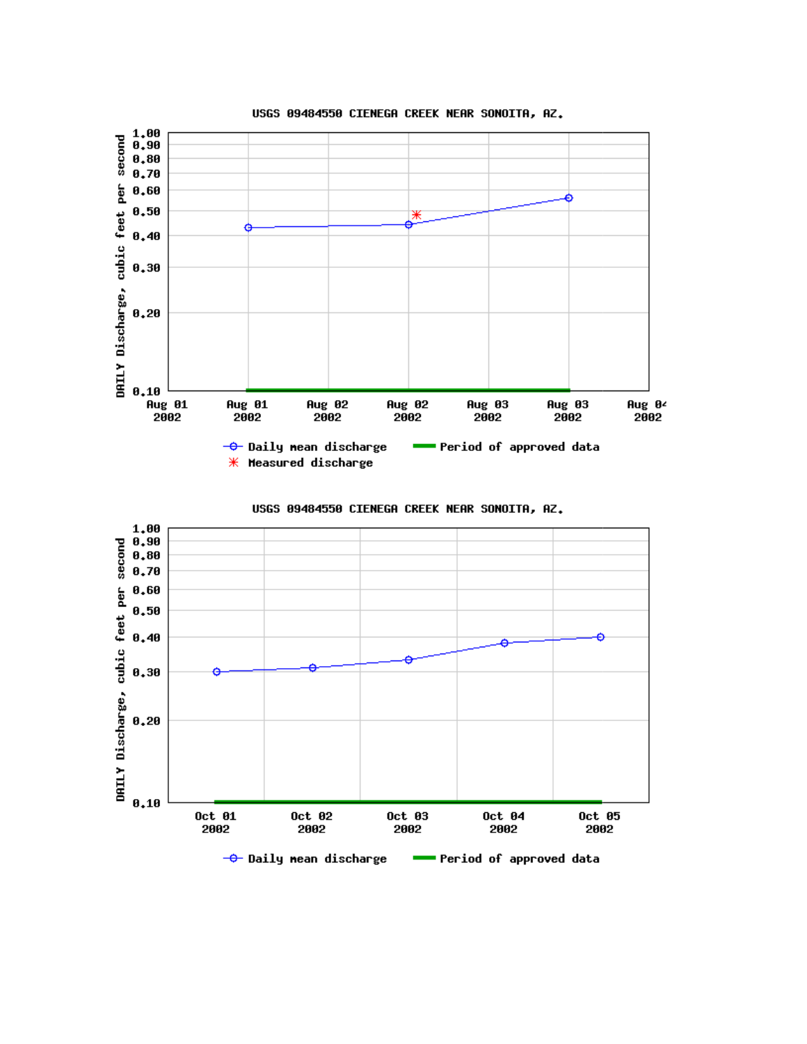USGS 09484550 CIENEGA CREEK NEAR SONOITA, AZ.

DAILY Discharge, cubic feet per second

1.00
0.90
0.80
0.70
0.60
0.50
0.40
0.30
0.20
0.10

Aug 01 2002 | Aug 01 2002 | Aug 02 2002 | Aug 02 2002 | Aug 03 2002 | Aug 03 2002 | Aug 04 2002

Daily mean discharge
Period of approved data
Measured discharge

USGS 09484550 CIENEGA CREEK NEAR SONOITA, AZ.

DAILY Discharge, cubic feet per second

1.00
0.90
0.80
0.70
0.60
0.50
0.40
0.30
0.20
0.10

Oct 01 2002 | Oct 02 2002 | Oct 03 2002 | Oct 04 2002 | Oct 05 2002

Daily mean discharge
Period of approved data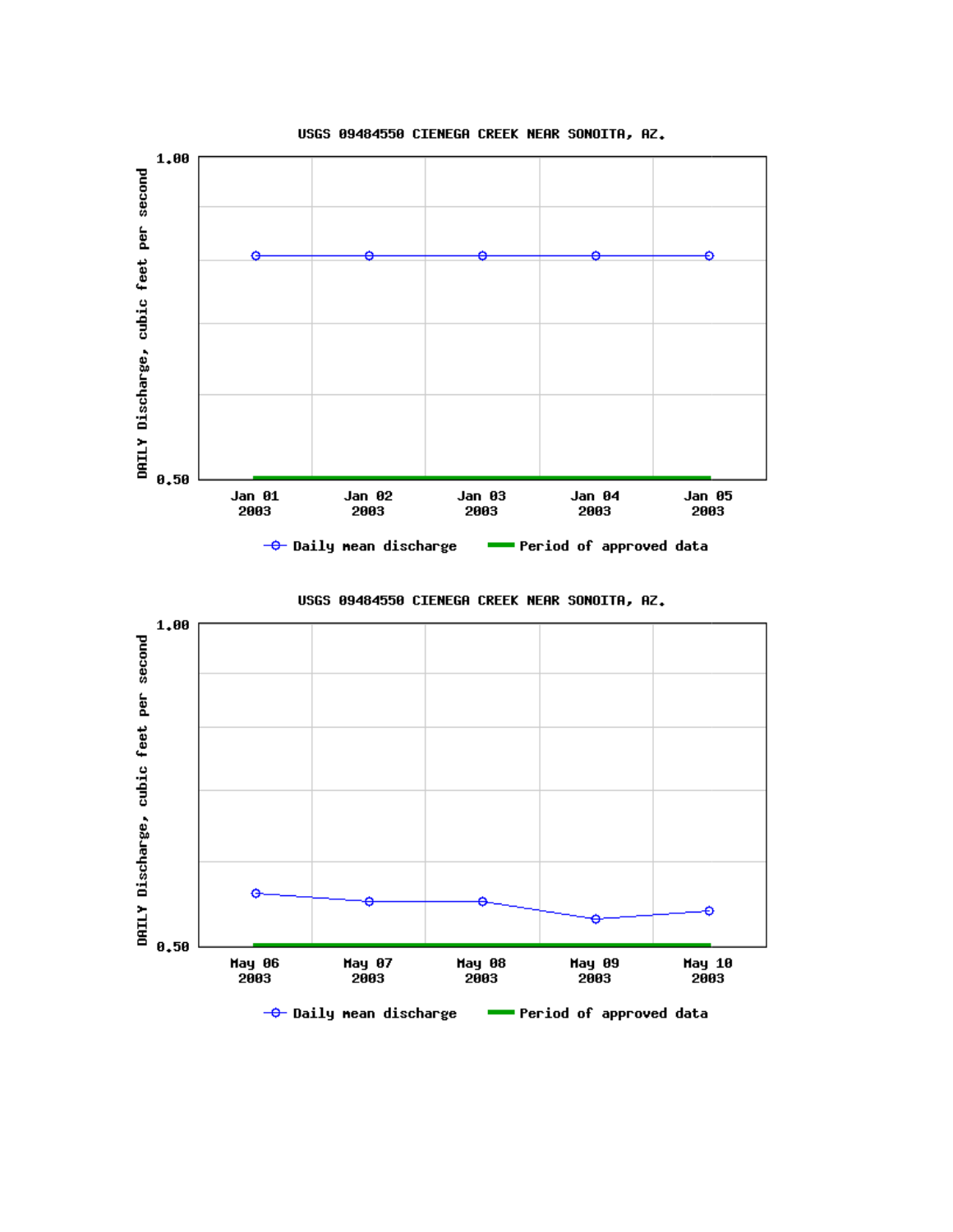USGS 09484550 CIENEGA CREEK NEAR SONOITA, AZ.

DAILY Discharge, cubic feet per second

1.00

0.50

Jan 01 2003 | Jan 02 2003 | Jan 03 2003 | Jan 04 2003 | Jan 05 2003

Daily mean discharge — Period of approved data

USGS 09484550 CIENEGA CREEK NEAR SONOITA, AZ.

DAILY Discharge, cubic feet per second

1.00

0.50

May 06 2003 | May 07 2003 | May 08 2003 | May 09 2003 | May 10 2003

Daily mean discharge — Period of approved data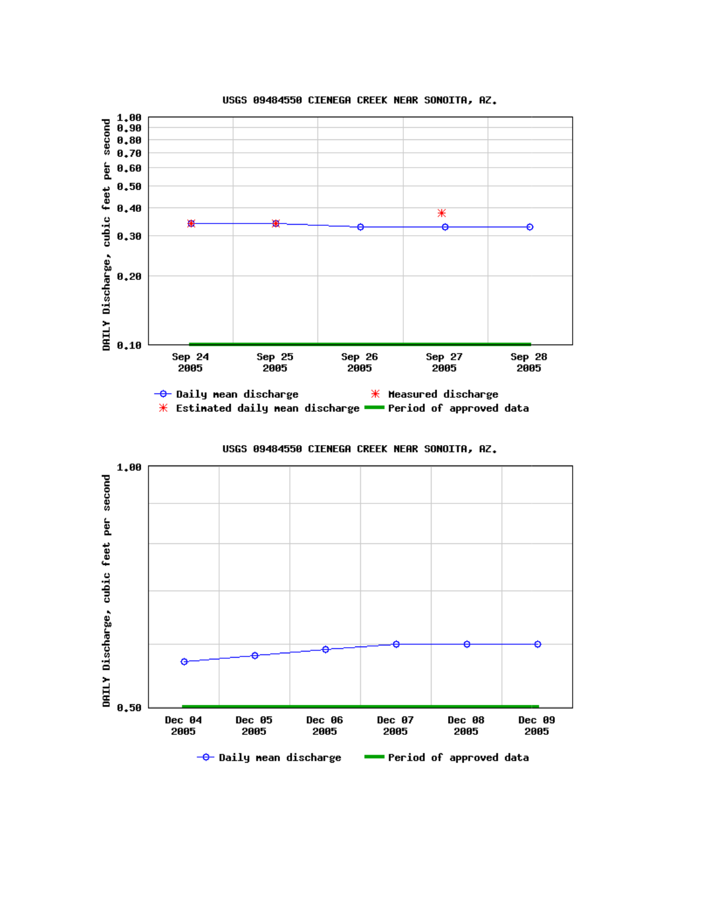USGS 09484550 CIENEGA CREEK NEAR SONOITA, AZ.

DAILY Discharge, cubic feet per second

1.00
0.90
0.80
0.70
0.60
0.50
0.40
0.30
0.20
0.10

Sep 24 2005 | Sep 25 2005 | Sep 26 2005 | Sep 27 2005 | Sep 28 2005

Daily mean discharge
Estimated daily mean discharge
Measured discharge
Period of approved data

USGS 09484550 CIENEGA CREEK NEAR SONOITA, AZ.

DAILY Discharge, cubic feet per second

1.00
0.50

Dec 04 2005 | Dec 05 2005 | Dec 06 2005 | Dec 07 2005 | Dec 08 2005 | Dec 09 2005

Daily mean discharge
Period of approved data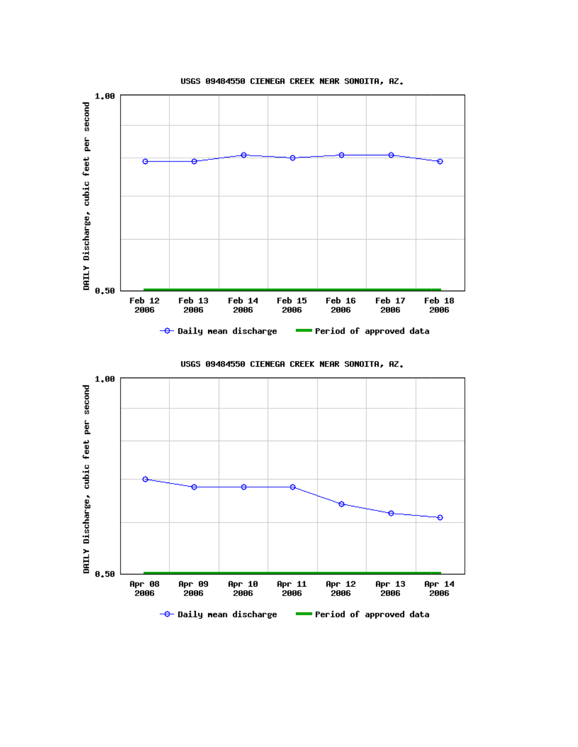USGS 09484550 CIENEGA CREEK NEAR SONOITA, AZ.

DAILY Discharge, cubic feet per second

1.00

0.50

Feb 12 2006 | Feb 13 2006 | Feb 14 2006 | Feb 15 2006 | Feb 16 2006 | Feb 17 2006 | Feb 18 2006

Daily mean discharge — Period of approved data

USGS 09484550 CIENEGA CREEK NEAR SONOITA, AZ.

DAILY Discharge, cubic feet per second

1.00

0.50

Apr 08 2006 | Apr 09 2006 | Apr 10 2006 | Apr 11 2006 | Apr 12 2006 | Apr 13 2006 | Apr 14 2006

Daily mean discharge — Period of approved data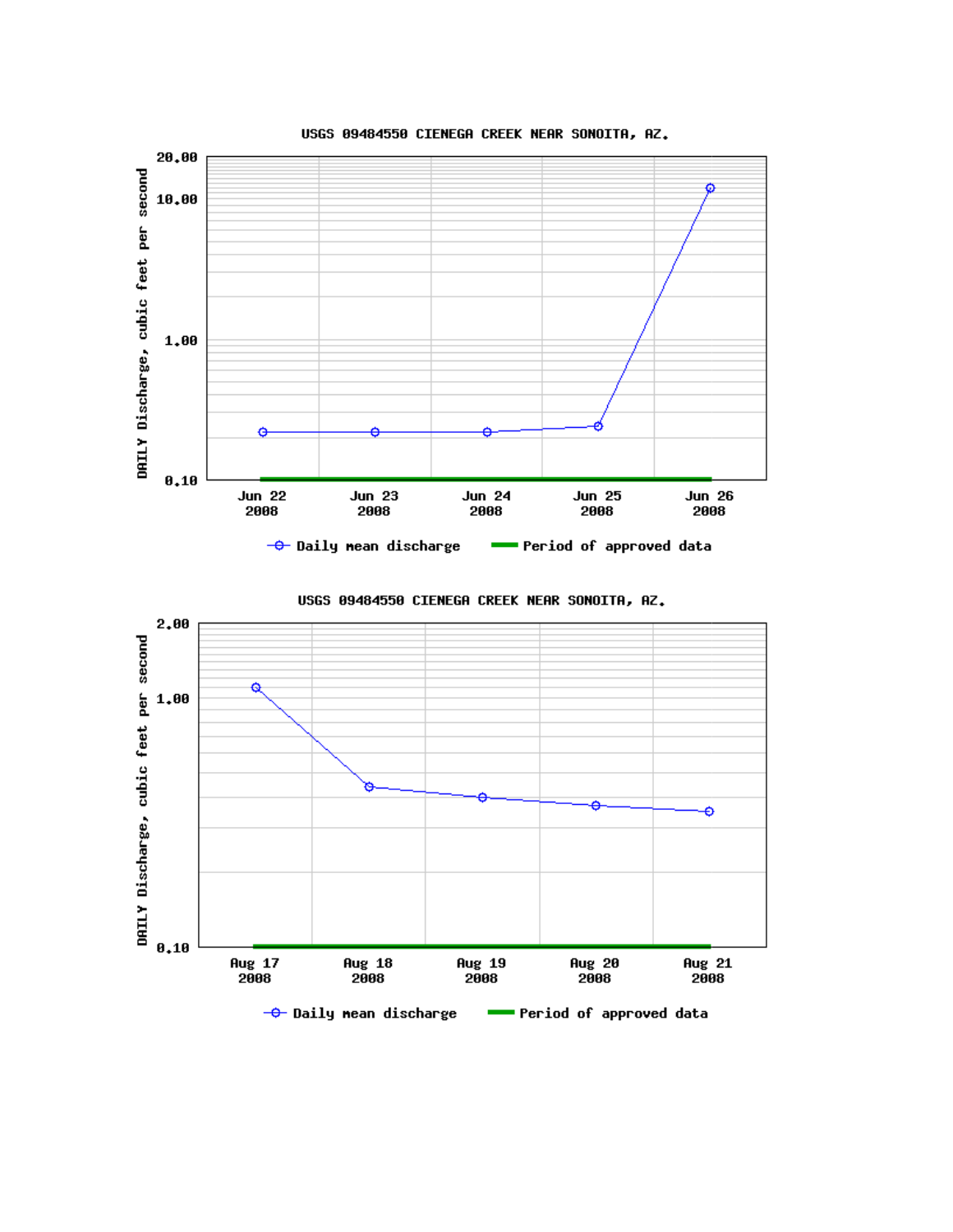USGS 09484550 CIENEGA CREEK NEAR SONOITA, AZ.

DAILY Discharge, cubic feet per second

20.00
10.00
1.00
0.10

Jun 22 2008 | Jun 23 2008 | Jun 24 2008 | Jun 25 2008 | Jun 26 2008

Daily mean discharge — Period of approved data

USGS 09484550 CIENEGA CREEK NEAR SONOITA, AZ.

DAILY Discharge, cubic feet per second

2.00
1.00
0.10

Aug 17 2008 | Aug 18 2008 | Aug 19 2008 | Aug 20 2008 | Aug 21 2008

Daily mean discharge — Period of approved data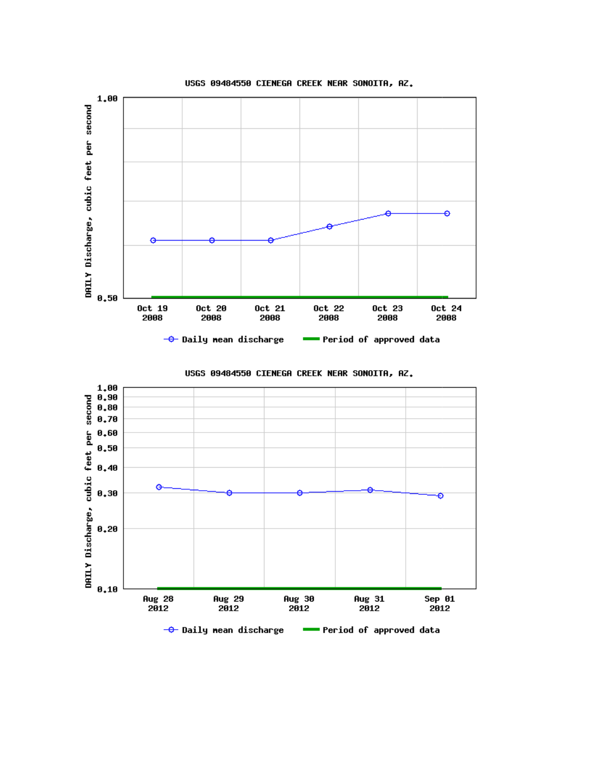USGS 09484550 CIENEGA CREEK NEAR SONOITA, AZ.

DAILY Discharge, cubic feet per second

1.00

0.50

Oct 19 2008 | Oct 20 2008 | Oct 21 2008 | Oct 22 2008 | Oct 23 2008 | Oct 24 2008

Daily mean discharge — Period of approved data

USGS 09484550 CIENEGA CREEK NEAR SONOITA, AZ.

DAILY Discharge, cubic feet per second

1.00
0.90
0.80
0.70
0.60
0.50
0.40
0.30
0.20
0.10

Aug 28 2012 | Aug 29 2012 | Aug 30 2012 | Aug 31 2012 | Sep 01 2012

Daily mean discharge — Period of approved data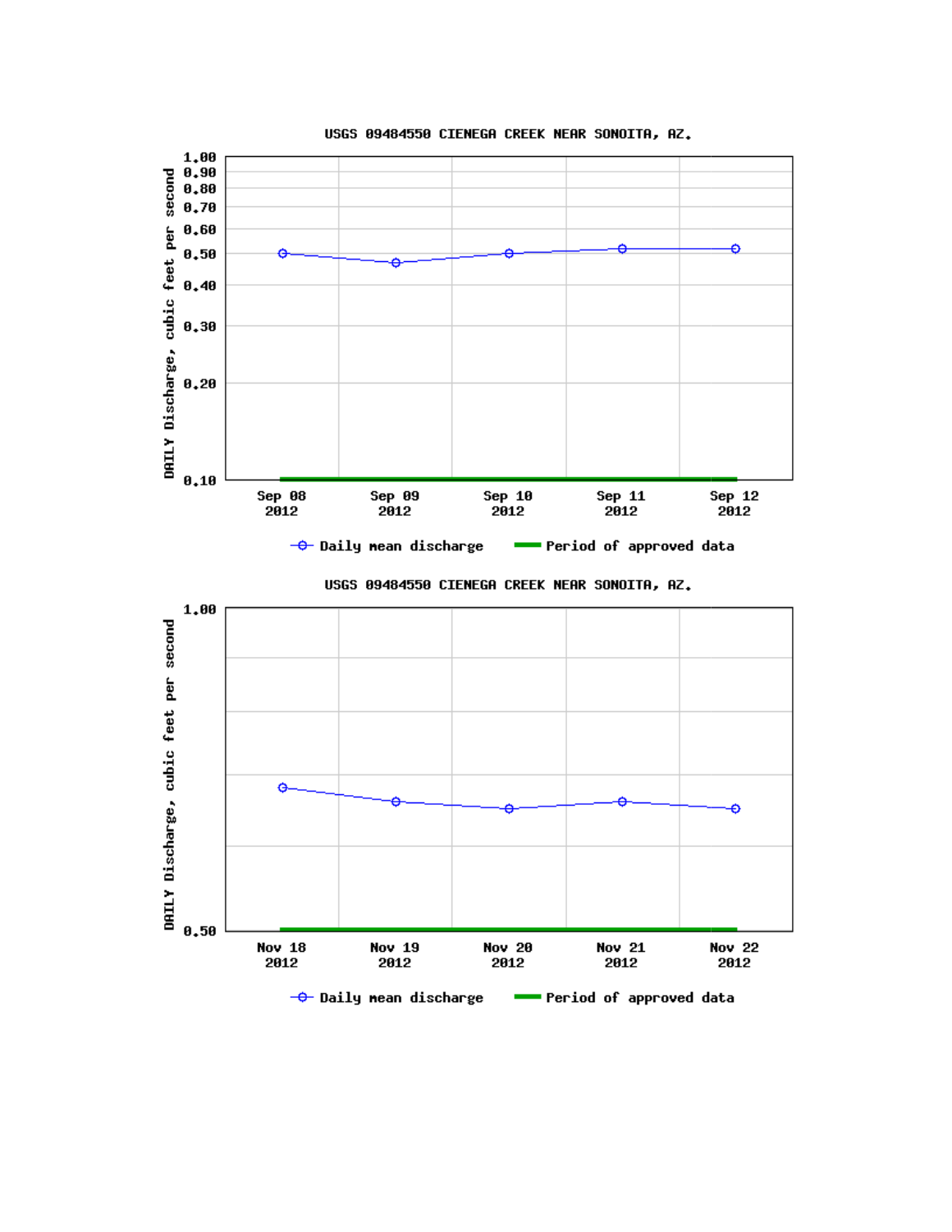USGS 09484550 CIENEGA CREEK NEAR SONOITA, AZ.

DAILY Discharge, cubic feet per second

1.00
0.90
0.80
0.70
0.60
0.50
0.40
0.30
0.20
0.10

Sep 08 2012 | Sep 09 2012 | Sep 10 2012 | Sep 11 2012 | Sep 12 2012

Daily mean discharge — Period of approved data

USGS 09484550 CIENEGA CREEK NEAR SONOITA, AZ.

DAILY Discharge, cubic feet per second

1.00

0.50

Nov 18 2012 | Nov 19 2012 | Nov 20 2012 | Nov 21 2012 | Nov 22 2012

Daily mean discharge — Period of approved data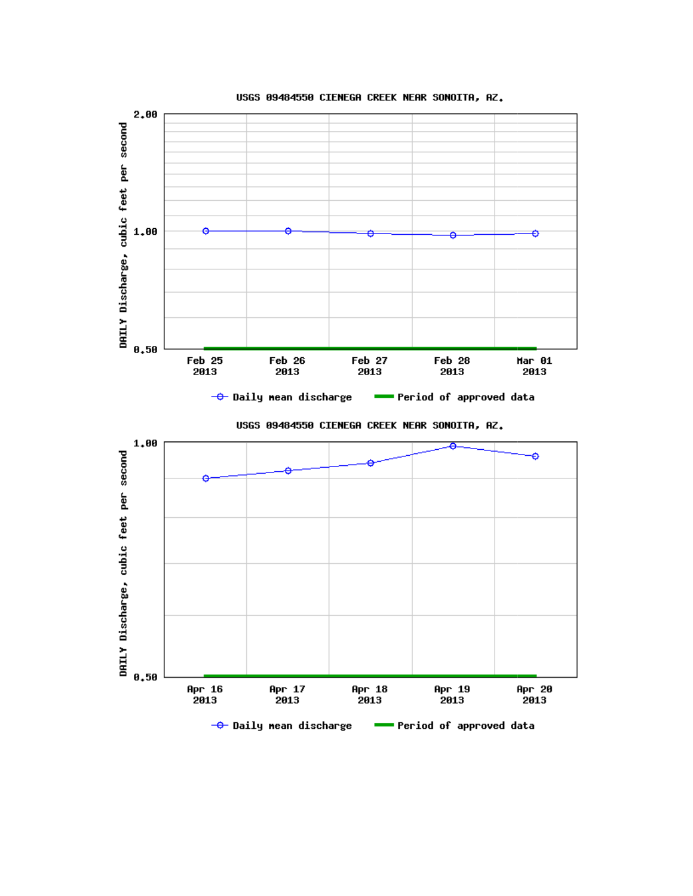USGS 09484550 CIENEGA CREEK NEAR SONOITA, AZ.

DAILY Discharge, cubic feet per second

2.00

1.00

0.50

Feb 25 2013 | Feb 26 2013 | Feb 27 2013 | Feb 28 2013 | Mar 01 2013

Daily mean discharge — Period of approved data

USGS 09484550 CIENEGA CREEK NEAR SONOITA, AZ.

DAILY Discharge, cubic feet per second

1.00

0.50

Apr 16 2013 | Apr 17 2013 | Apr 18 2013 | Apr 19 2013 | Apr 20 2013

Daily mean discharge — Period of approved data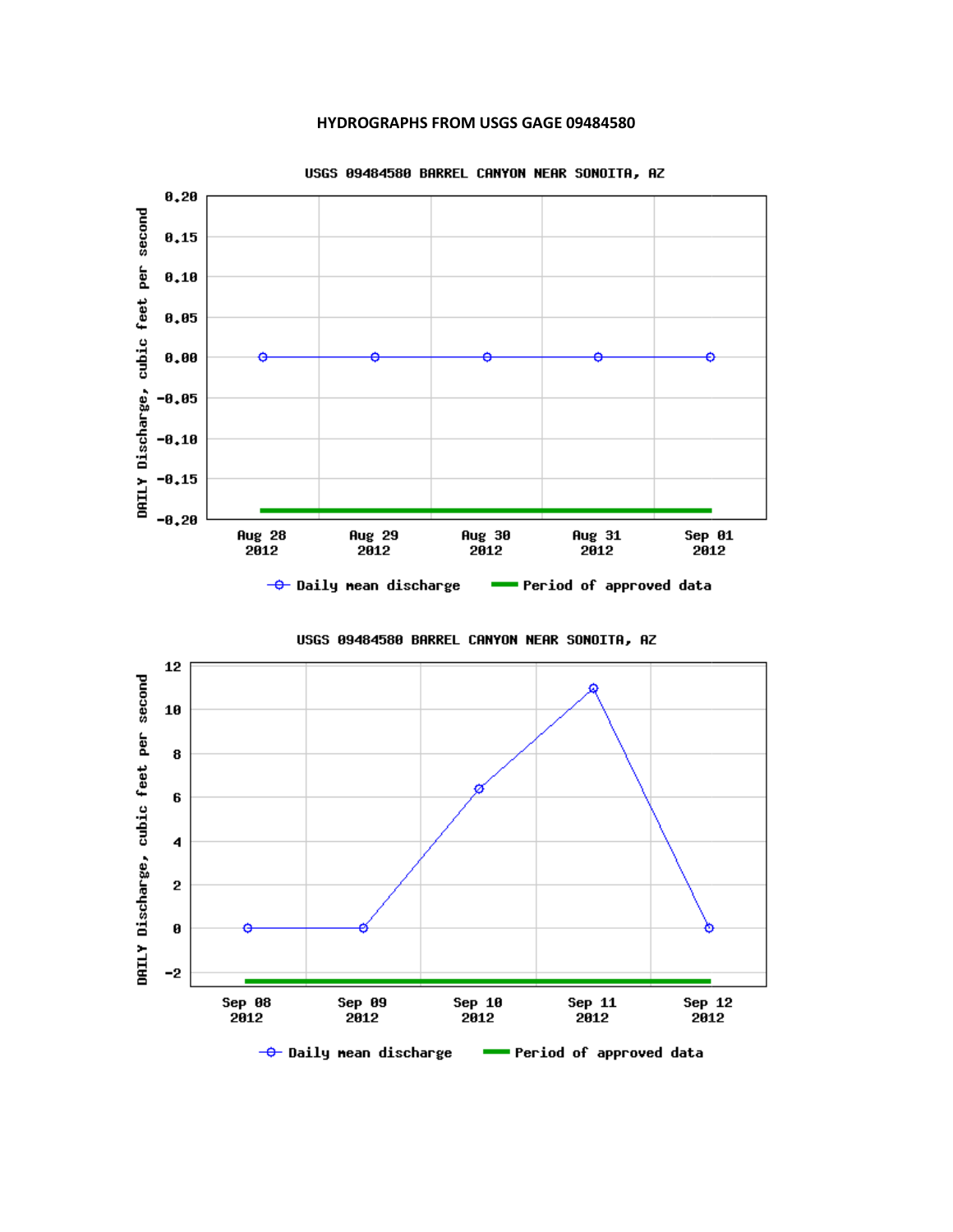## HYDROGRAPHS FROM USGS GAGE 09484580

USGS 09484580 BARREL CANYON NEAR SONOITA, AZ

DAILY Discharge, cubic feet per second

0.20
0.15
0.10
0.05
0.00
-0.05
-0.10
-0.15
-0.20

Aug 28 2012 | Aug 29 2012 | Aug 30 2012 | Aug 31 2012 | Sep 01 2012

Daily mean discharge — Period of approved data

USGS 09484580 BARREL CANYON NEAR SONOITA, AZ

DAILY Discharge, cubic feet per second

12
10
8
6
4
2
0
-2

Sep 08 2012 | Sep 09 2012 | Sep 10 2012 | Sep 11 2012 | Sep 12 2012

Daily mean discharge — Period of approved data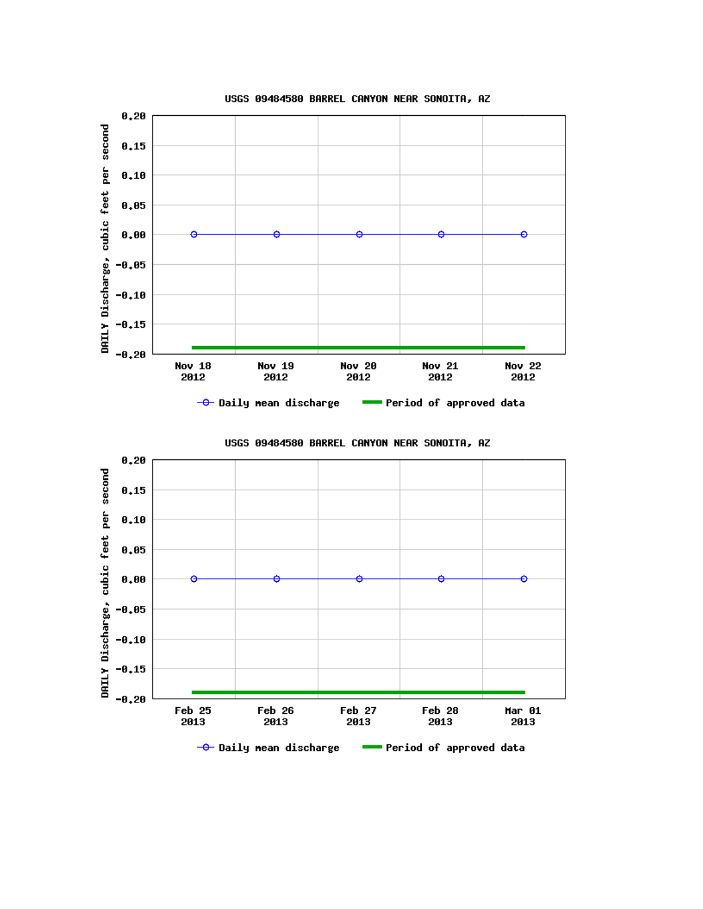USGS 09484580 BARREL CANYON NEAR SONOITA, AZ

DAILY Discharge, cubic feet per second

0.20
0.15
0.10
0.05
0.00
-0.05
-0.10
-0.15
-0.20

Nov 18 2012 | Nov 19 2012 | Nov 20 2012 | Nov 21 2012 | Nov 22 2012

Daily mean discharge — Period of approved data

USGS 09484580 BARREL CANYON NEAR SONOITA, AZ

DAILY Discharge, cubic feet per second

0.20
0.15
0.10
0.05
0.00
-0.05
-0.10
-0.15
-0.20

Feb 25 2013 | Feb 26 2013 | Feb 27 2013 | Feb 28 2013 | Mar 01 2013

Daily mean discharge — Period of approved data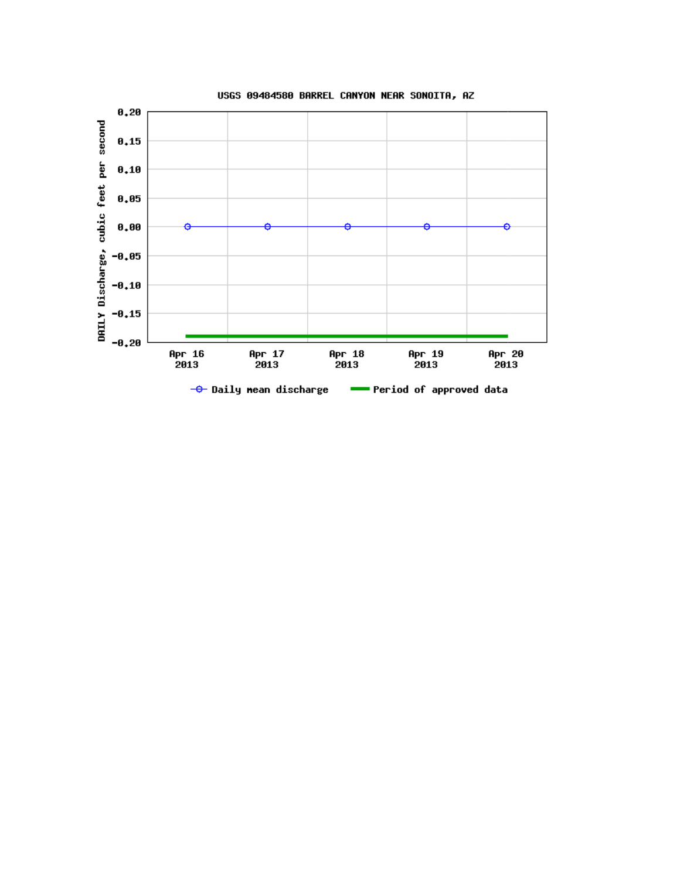USGS 09484580 BARREL CANYON NEAR SONOITA, AZ

DAILY Discharge, cubic feet per second

0.20
0.15
0.10
0.05
0.00
-0.05
-0.10
-0.15
-0.20

Apr 16 2013 | Apr 17 2013 | Apr 18 2013 | Apr 19 2013 | Apr 20 2013

Daily mean discharge — Period of approved data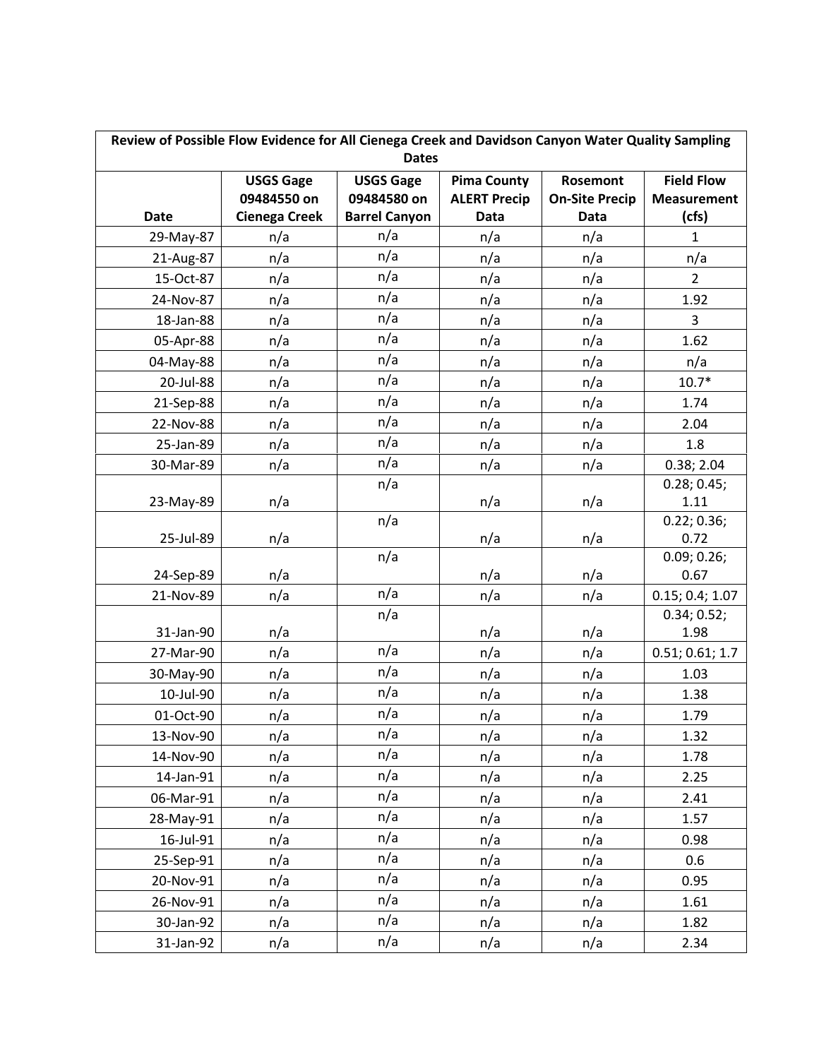| Review of Possible Flow Evidence for All Cienega Creek and Davidson Canyon Water Quality Sampling Dates | | | | | |
|---|---|---|---|---|---|
| Date | USGS Gage 09484550 on Cienega Creek | USGS Gage 09484580 on Barrel Canyon | Pima County ALERT Precip Data | Rosemont On-Site Precip Data | Field Flow Measurement (cfs) |
| 29-May-87 | n/a | n/a | n/a | n/a | 1 |
| 21-Aug-87 | n/a | n/a | n/a | n/a | n/a |
| 15-Oct-87 | n/a | n/a | n/a | n/a | 2 |
| 24-Nov-87 | n/a | n/a | n/a | n/a | 1.92 |
| 18-Jan-88 | n/a | n/a | n/a | n/a | 3 |
| 05-Apr-88 | n/a | n/a | n/a | n/a | 1.62 |
| 04-May-88 | n/a | n/a | n/a | n/a | n/a |
| 20-Jul-88 | n/a | n/a | n/a | n/a | 10.7* |
| 21-Sep-88 | n/a | n/a | n/a | n/a | 1.74 |
| 22-Nov-88 | n/a | n/a | n/a | n/a | 2.04 |
| 25-Jan-89 | n/a | n/a | n/a | n/a | 1.8 |
| 30-Mar-89 | n/a | n/a | n/a | n/a | 0.38; 2.04 |
| 23-May-89 | n/a | n/a | n/a | n/a | 0.28; 0.45; 1.11 |
| 25-Jul-89 | n/a | n/a | n/a | n/a | 0.22; 0.36; 0.72 |
| 24-Sep-89 | n/a | n/a | n/a | n/a | 0.09; 0.26; 0.67 |
| 21-Nov-89 | n/a | n/a | n/a | n/a | 0.15; 0.4; 1.07 |
| 31-Jan-90 | n/a | n/a | n/a | n/a | 0.34; 0.52; 1.98 |
| 27-Mar-90 | n/a | n/a | n/a | n/a | 0.51; 0.61; 1.7 |
| 30-May-90 | n/a | n/a | n/a | n/a | 1.03 |
| 10-Jul-90 | n/a | n/a | n/a | n/a | 1.38 |
| 01-Oct-90 | n/a | n/a | n/a | n/a | 1.79 |
| 13-Nov-90 | n/a | n/a | n/a | n/a | 1.32 |
| 14-Nov-90 | n/a | n/a | n/a | n/a | 1.78 |
| 14-Jan-91 | n/a | n/a | n/a | n/a | 2.25 |
| 06-Mar-91 | n/a | n/a | n/a | n/a | 2.41 |
| 28-May-91 | n/a | n/a | n/a | n/a | 1.57 |
| 16-Jul-91 | n/a | n/a | n/a | n/a | 0.98 |
| 25-Sep-91 | n/a | n/a | n/a | n/a | 0.6 |
| 20-Nov-91 | n/a | n/a | n/a | n/a | 0.95 |
| 26-Nov-91 | n/a | n/a | n/a | n/a | 1.61 |
| 30-Jan-92 | n/a | n/a | n/a | n/a | 1.82 |
| 31-Jan-92 | n/a | n/a | n/a | n/a | 2.34 |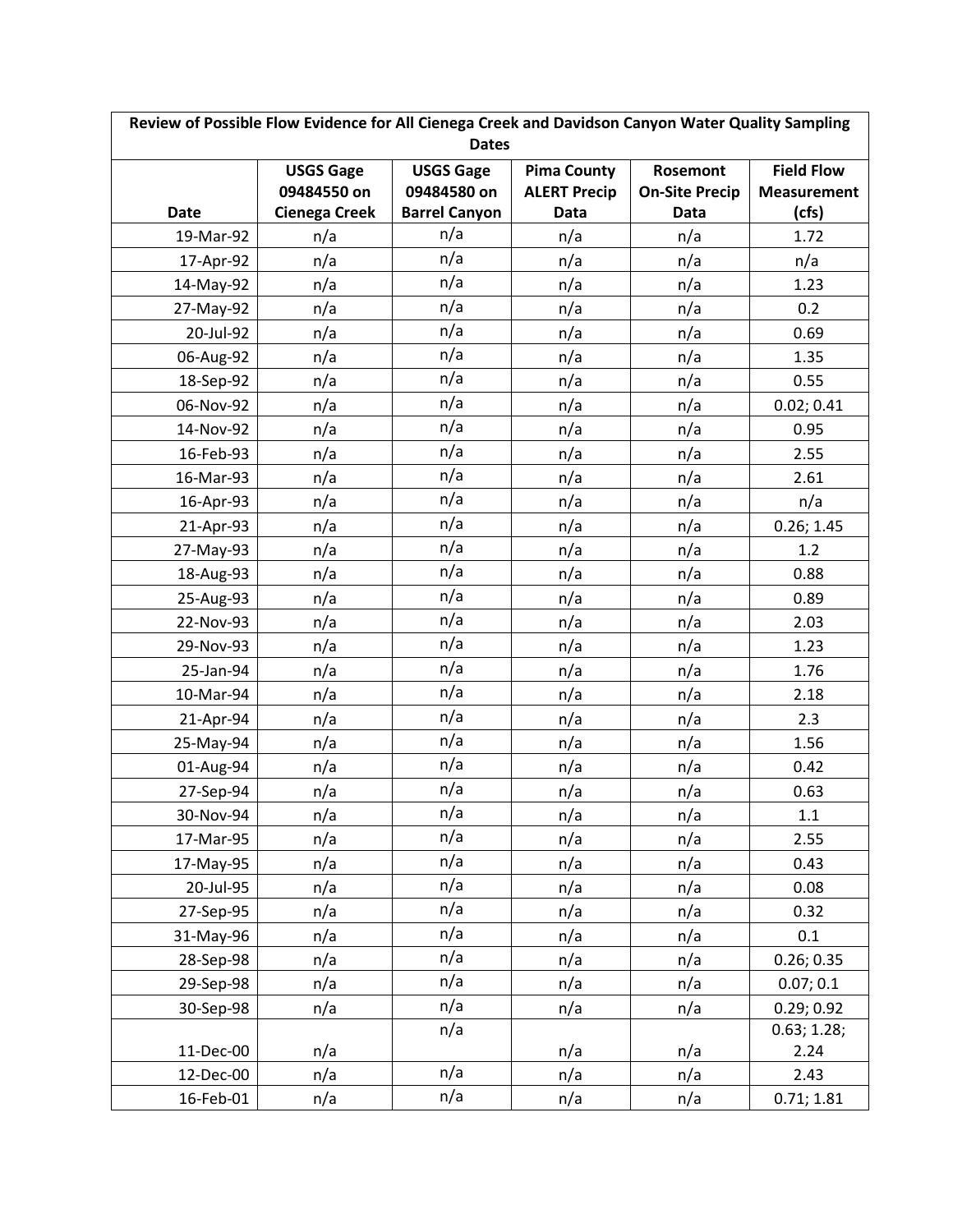| Review of Possible Flow Evidence for All Cienega Creek and Davidson Canyon Water Quality Sampling Dates | | | | | |
|---|---|---|---|---|---|
| Date | USGS Gage 09484550 on Cienega Creek | USGS Gage 09484580 on Barrel Canyon | Pima County ALERT Precip Data | Rosemont On-Site Precip Data | Field Flow Measurement (cfs) |
| 19-Mar-92 | n/a | n/a | n/a | n/a | 1.72 |
| 17-Apr-92 | n/a | n/a | n/a | n/a | n/a |
| 14-May-92 | n/a | n/a | n/a | n/a | 1.23 |
| 27-May-92 | n/a | n/a | n/a | n/a | 0.2 |
| 20-Jul-92 | n/a | n/a | n/a | n/a | 0.69 |
| 06-Aug-92 | n/a | n/a | n/a | n/a | 1.35 |
| 18-Sep-92 | n/a | n/a | n/a | n/a | 0.55 |
| 06-Nov-92 | n/a | n/a | n/a | n/a | 0.02; 0.41 |
| 14-Nov-92 | n/a | n/a | n/a | n/a | 0.95 |
| 16-Feb-93 | n/a | n/a | n/a | n/a | 2.55 |
| 16-Mar-93 | n/a | n/a | n/a | n/a | 2.61 |
| 16-Apr-93 | n/a | n/a | n/a | n/a | n/a |
| 21-Apr-93 | n/a | n/a | n/a | n/a | 0.26; 1.45 |
| 27-May-93 | n/a | n/a | n/a | n/a | 1.2 |
| 18-Aug-93 | n/a | n/a | n/a | n/a | 0.88 |
| 25-Aug-93 | n/a | n/a | n/a | n/a | 0.89 |
| 22-Nov-93 | n/a | n/a | n/a | n/a | 2.03 |
| 29-Nov-93 | n/a | n/a | n/a | n/a | 1.23 |
| 25-Jan-94 | n/a | n/a | n/a | n/a | 1.76 |
| 10-Mar-94 | n/a | n/a | n/a | n/a | 2.18 |
| 21-Apr-94 | n/a | n/a | n/a | n/a | 2.3 |
| 25-May-94 | n/a | n/a | n/a | n/a | 1.56 |
| 01-Aug-94 | n/a | n/a | n/a | n/a | 0.42 |
| 27-Sep-94 | n/a | n/a | n/a | n/a | 0.63 |
| 30-Nov-94 | n/a | n/a | n/a | n/a | 1.1 |
| 17-Mar-95 | n/a | n/a | n/a | n/a | 2.55 |
| 17-May-95 | n/a | n/a | n/a | n/a | 0.43 |
| 20-Jul-95 | n/a | n/a | n/a | n/a | 0.08 |
| 27-Sep-95 | n/a | n/a | n/a | n/a | 0.32 |
| 31-May-96 | n/a | n/a | n/a | n/a | 0.1 |
| 28-Sep-98 | n/a | n/a | n/a | n/a | 0.26; 0.35 |
| 29-Sep-98 | n/a | n/a | n/a | n/a | 0.07; 0.1 |
| 30-Sep-98 | n/a | n/a | n/a | n/a | 0.29; 0.92 |
| 11-Dec-00 | n/a | n/a | n/a | n/a | 0.63; 1.28; 2.24 |
| 12-Dec-00 | n/a | n/a | n/a | n/a | 2.43 |
| 16-Feb-01 | n/a | n/a | n/a | n/a | 0.71; 1.81 |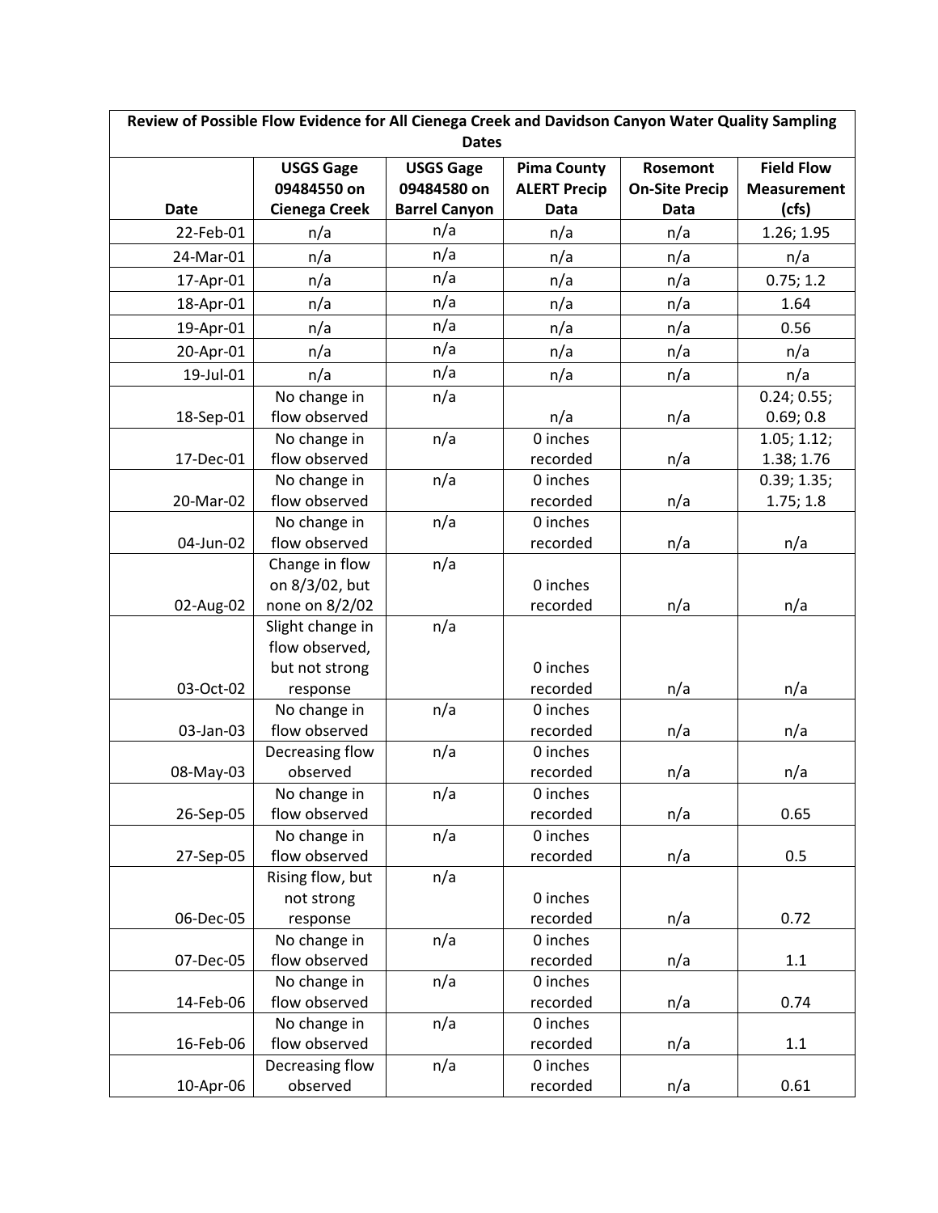| Review of Possible Flow Evidence for All Cienega Creek and Davidson Canyon Water Quality Sampling Dates | | | | | |
|---|---|---|---|---|---|
| **Date** | **USGS Gage 09484550 on Cienega Creek** | **USGS Gage 09484580 on Barrel Canyon** | **Pima County ALERT Precip Data** | **Rosemont On-Site Precip Data** | **Field Flow Measurement (cfs)** |
| 22-Feb-01 | n/a | n/a | n/a | n/a | 1.26; 1.95 |
| 24-Mar-01 | n/a | n/a | n/a | n/a | n/a |
| 17-Apr-01 | n/a | n/a | n/a | n/a | 0.75; 1.2 |
| 18-Apr-01 | n/a | n/a | n/a | n/a | 1.64 |
| 19-Apr-01 | n/a | n/a | n/a | n/a | 0.56 |
| 20-Apr-01 | n/a | n/a | n/a | n/a | n/a |
| 19-Jul-01 | n/a | n/a | n/a | n/a | n/a |
| 18-Sep-01 | No change in flow observed | n/a | n/a | n/a | 0.24; 0.55; 0.69; 0.8 |
| 17-Dec-01 | No change in flow observed | n/a | 0 inches recorded | n/a | 1.05; 1.12; 1.38; 1.76 |
| 20-Mar-02 | No change in flow observed | n/a | 0 inches recorded | n/a | 0.39; 1.35; 1.75; 1.8 |
| 04-Jun-02 | No change in flow observed | n/a | 0 inches recorded | n/a | n/a |
| 02-Aug-02 | Change in flow on 8/3/02, but none on 8/2/02 | n/a | 0 inches recorded | n/a | n/a |
| 03-Oct-02 | Slight change in flow observed, but not strong response | n/a | 0 inches recorded | n/a | n/a |
| 03-Jan-03 | No change in flow observed | n/a | 0 inches recorded | n/a | n/a |
| 08-May-03 | Decreasing flow observed | n/a | 0 inches recorded | n/a | n/a |
| 26-Sep-05 | No change in flow observed | n/a | 0 inches recorded | n/a | 0.65 |
| 27-Sep-05 | No change in flow observed | n/a | 0 inches recorded | n/a | 0.5 |
| 06-Dec-05 | Rising flow, but not strong response | n/a | 0 inches recorded | n/a | 0.72 |
| 07-Dec-05 | No change in flow observed | n/a | 0 inches recorded | n/a | 1.1 |
| 14-Feb-06 | No change in flow observed | n/a | 0 inches recorded | n/a | 0.74 |
| 16-Feb-06 | No change in flow observed | n/a | 0 inches recorded | n/a | 1.1 |
| 10-Apr-06 | Decreasing flow observed | n/a | 0 inches recorded | n/a | 0.61 |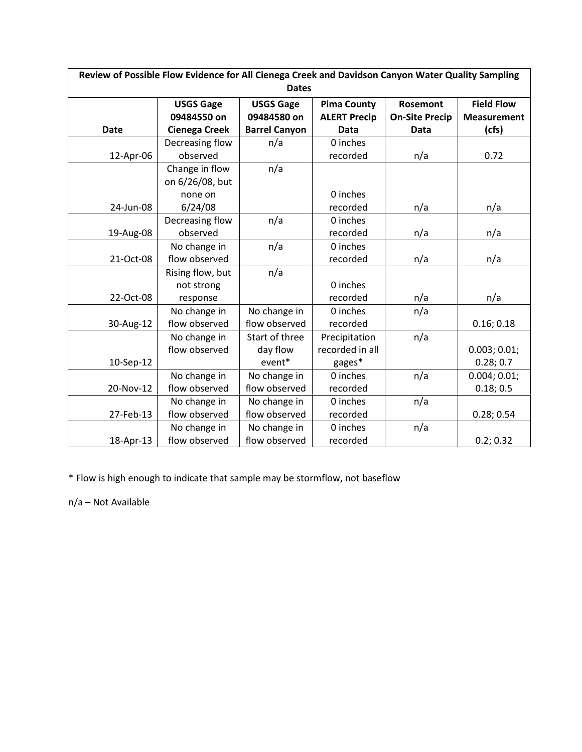| Review of Possible Flow Evidence for All Cienega Creek and Davidson Canyon Water Quality Sampling Dates | | | | | |
|---|---|---|---|---|---|
| **Date** | **USGS Gage 09484550 on Cienega Creek** | **USGS Gage 09484580 on Barrel Canyon** | **Pima County ALERT Precip Data** | **Rosemont On-Site Precip Data** | **Field Flow Measurement (cfs)** |
| 12-Apr-06 | Decreasing flow observed | n/a | 0 inches recorded | n/a | 0.72 |
| 24-Jun-08 | Change in flow on 6/26/08, but none on 6/24/08 | n/a | 0 inches recorded | n/a | n/a |
| 19-Aug-08 | Decreasing flow observed | n/a | 0 inches recorded | n/a | n/a |
| 21-Oct-08 | No change in flow observed | n/a | 0 inches recorded | n/a | n/a |
| 22-Oct-08 | Rising flow, but not strong response | n/a | 0 inches recorded | n/a | n/a |
| 30-Aug-12 | No change in flow observed | No change in flow observed | 0 inches recorded | n/a | 0.16; 0.18 |
| 10-Sep-12 | No change in flow observed | Start of three day flow event* | Precipitation recorded in all gages* | n/a | 0.003; 0.01; 0.28; 0.7 |
| 20-Nov-12 | No change in flow observed | No change in flow observed | 0 inches recorded | n/a | 0.004; 0.01; 0.18; 0.5 |
| 27-Feb-13 | No change in flow observed | No change in flow observed | 0 inches recorded | n/a | 0.28; 0.54 |
| 18-Apr-13 | No change in flow observed | No change in flow observed | 0 inches recorded | n/a | 0.2; 0.32 |

* Flow is high enough to indicate that sample may be stormflow, not baseflow

n/a – Not Available